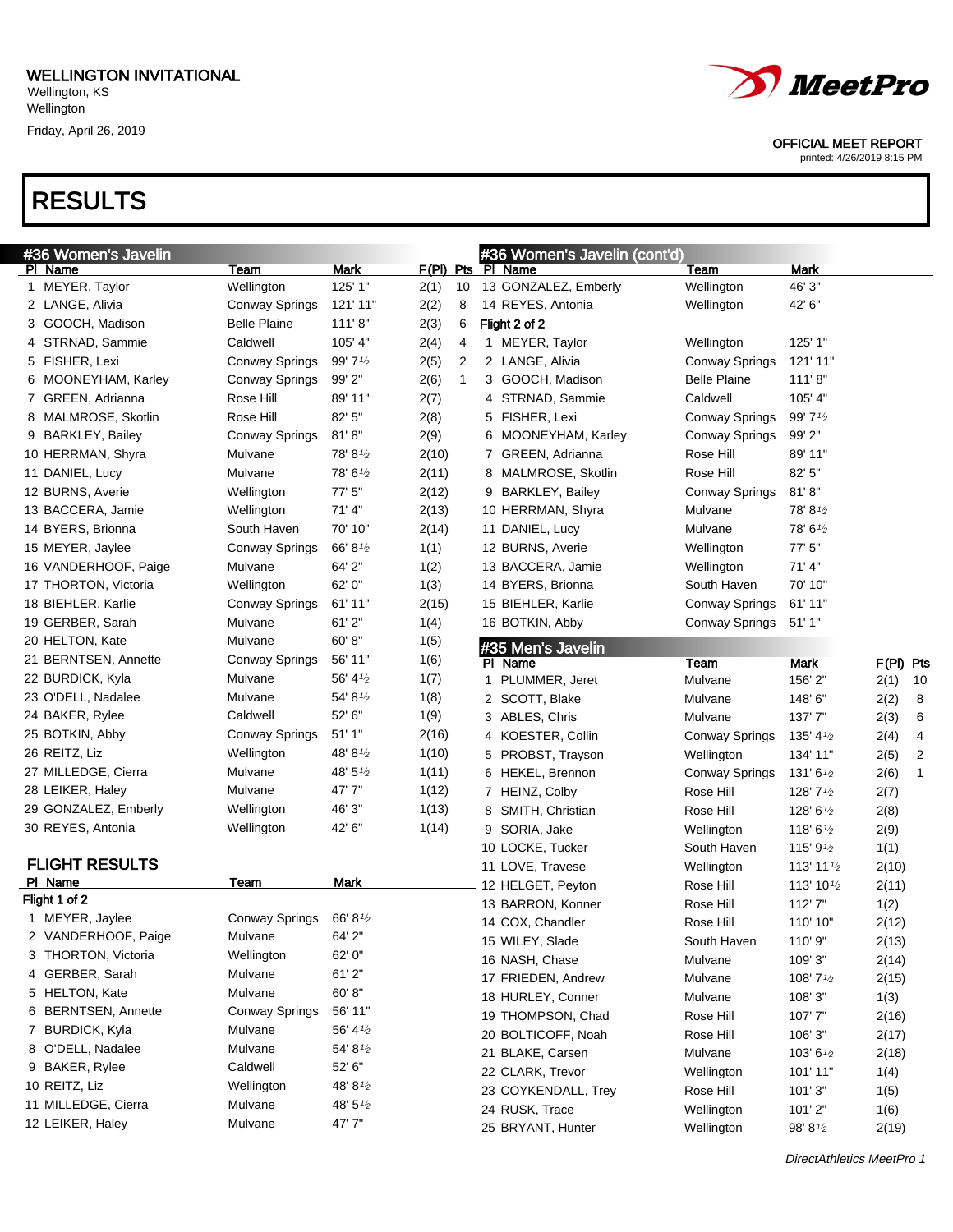WELLINGTON INVITATIONAL
Wellington, KS
Wellington
Friday, April 26, 2019

OFFICIAL MEET REPORT
printed: 4/26/2019 8:15 PM

# RESULTS

## #36 Women's Javelin

| Pl | Name | Team | Mark | F(Pl) | Pts |
|---|---|---|---|---|---|
| 1 | MEYER, Taylor | Wellington | 125' 1" | 2(1) | 10 |
| 2 | LANGE, Alivia | Conway Springs | 121' 11" | 2(2) | 8 |
| 3 | GOOCH, Madison | Belle Plaine | 111' 8" | 2(3) | 6 |
| 4 | STRNAD, Sammie | Caldwell | 105' 4" | 2(4) | 4 |
| 5 | FISHER, Lexi | Conway Springs | 99' 7½ | 2(5) | 2 |
| 6 | MOONEYHAM, Karley | Conway Springs | 99' 2" | 2(6) | 1 |
| 7 | GREEN, Adrianna | Rose Hill | 89' 11" | 2(7) | |
| 8 | MALMROSE, Skotlin | Rose Hill | 82' 5" | 2(8) | |
| 9 | BARKLEY, Bailey | Conway Springs | 81' 8" | 2(9) | |
| 10 | HERRMAN, Shyra | Mulvane | 78' 8½ | 2(10) | |
| 11 | DANIEL, Lucy | Mulvane | 78' 6½ | 2(11) | |
| 12 | BURNS, Averie | Wellington | 77' 5" | 2(12) | |
| 13 | BACCERA, Jamie | Wellington | 71' 4" | 2(13) | |
| 14 | BYERS, Brionna | South Haven | 70' 10" | 2(14) | |
| 15 | MEYER, Jaylee | Conway Springs | 66' 8½ | 1(1) | |
| 16 | VANDERHOOF, Paige | Mulvane | 64' 2" | 1(2) | |
| 17 | THORTON, Victoria | Wellington | 62' 0" | 1(3) | |
| 18 | BIEHLER, Karlie | Conway Springs | 61' 11" | 2(15) | |
| 19 | GERBER, Sarah | Mulvane | 61' 2" | 1(4) | |
| 20 | HELTON, Kate | Mulvane | 60' 8" | 1(5) | |
| 21 | BERNTSEN, Annette | Conway Springs | 56' 11" | 1(6) | |
| 22 | BURDICK, Kyla | Mulvane | 56' 4½ | 1(7) | |
| 23 | O'DELL, Nadalee | Mulvane | 54' 8½ | 1(8) | |
| 24 | BAKER, Rylee | Caldwell | 52' 6" | 1(9) | |
| 25 | BOTKIN, Abby | Conway Springs | 51' 1" | 2(16) | |
| 26 | REITZ, Liz | Wellington | 48' 8½ | 1(10) | |
| 27 | MILLEDGE, Cierra | Mulvane | 48' 5½ | 1(11) | |
| 28 | LEIKER, Haley | Mulvane | 47' 7" | 1(12) | |
| 29 | GONZALEZ, Emberly | Wellington | 46' 3" | 1(13) | |
| 30 | REYES, Antonia | Wellington | 42' 6" | 1(14) | |

### FLIGHT RESULTS

| Pl | Name | Team | Mark |
|---|---|---|---|
| **Flight 1 of 2** | | | |
| 1 | MEYER, Jaylee | Conway Springs | 66' 8½ |
| 2 | VANDERHOOF, Paige | Mulvane | 64' 2" |
| 3 | THORTON, Victoria | Wellington | 62' 0" |
| 4 | GERBER, Sarah | Mulvane | 61' 2" |
| 5 | HELTON, Kate | Mulvane | 60' 8" |
| 6 | BERNTSEN, Annette | Conway Springs | 56' 11" |
| 7 | BURDICK, Kyla | Mulvane | 56' 4½ |
| 8 | O'DELL, Nadalee | Mulvane | 54' 8½ |
| 9 | BAKER, Rylee | Caldwell | 52' 6" |
| 10 | REITZ, Liz | Wellington | 48' 8½ |
| 11 | MILLEDGE, Cierra | Mulvane | 48' 5½ |
| 12 | LEIKER, Haley | Mulvane | 47' 7" |
| 13 | GONZALEZ, Emberly | Wellington | 46' 3" |
| 14 | REYES, Antonia | Wellington | 42' 6" |
| **Flight 2 of 2** | | | |
| 1 | MEYER, Taylor | Wellington | 125' 1" |
| 2 | LANGE, Alivia | Conway Springs | 121' 11" |
| 3 | GOOCH, Madison | Belle Plaine | 111' 8" |
| 4 | STRNAD, Sammie | Caldwell | 105' 4" |
| 5 | FISHER, Lexi | Conway Springs | 99' 7½ |
| 6 | MOONEYHAM, Karley | Conway Springs | 99' 2" |
| 7 | GREEN, Adrianna | Rose Hill | 89' 11" |
| 8 | MALMROSE, Skotlin | Rose Hill | 82' 5" |
| 9 | BARKLEY, Bailey | Conway Springs | 81' 8" |
| 10 | HERRMAN, Shyra | Mulvane | 78' 8½ |
| 11 | DANIEL, Lucy | Mulvane | 78' 6½ |
| 12 | BURNS, Averie | Wellington | 77' 5" |
| 13 | BACCERA, Jamie | Wellington | 71' 4" |
| 14 | BYERS, Brionna | South Haven | 70' 10" |
| 15 | BIEHLER, Karlie | Conway Springs | 61' 11" |
| 16 | BOTKIN, Abby | Conway Springs | 51' 1" |

## #35 Men's Javelin

| Pl | Name | Team | Mark | F(Pl) | Pts |
|---|---|---|---|---|---|
| 1 | PLUMMER, Jeret | Mulvane | 156' 2" | 2(1) | 10 |
| 2 | SCOTT, Blake | Mulvane | 148' 6" | 2(2) | 8 |
| 3 | ABLES, Chris | Mulvane | 137' 7" | 2(3) | 6 |
| 4 | KOESTER, Collin | Conway Springs | 135' 4½ | 2(4) | 4 |
| 5 | PROBST, Trayson | Wellington | 134' 11" | 2(5) | 2 |
| 6 | HEKEL, Brennon | Conway Springs | 131' 6½ | 2(6) | 1 |
| 7 | HEINZ, Colby | Rose Hill | 128' 7½ | 2(7) | |
| 8 | SMITH, Christian | Rose Hill | 128' 6½ | 2(8) | |
| 9 | SORIA, Jake | Wellington | 118' 6½ | 2(9) | |
| 10 | LOCKE, Tucker | South Haven | 115' 9½ | 1(1) | |
| 11 | LOVE, Travese | Wellington | 113' 11½ | 2(10) | |
| 12 | HELGET, Peyton | Rose Hill | 113' 10½ | 2(11) | |
| 13 | BARRON, Konner | Rose Hill | 112' 7" | 1(2) | |
| 14 | COX, Chandler | Rose Hill | 110' 10" | 2(12) | |
| 15 | WILEY, Slade | South Haven | 110' 9" | 2(13) | |
| 16 | NASH, Chase | Mulvane | 109' 3" | 2(14) | |
| 17 | FRIEDEN, Andrew | Mulvane | 108' 7½ | 2(15) | |
| 18 | HURLEY, Conner | Mulvane | 108' 3" | 1(3) | |
| 19 | THOMPSON, Chad | Rose Hill | 107' 7" | 2(16) | |
| 20 | BOLTICOFF, Noah | Rose Hill | 106' 3" | 2(17) | |
| 21 | BLAKE, Carsen | Mulvane | 103' 6½ | 2(18) | |
| 22 | CLARK, Trevor | Wellington | 101' 11" | 1(4) | |
| 23 | COYKENDALL, Trey | Rose Hill | 101' 3" | 1(5) | |
| 24 | RUSK, Trace | Wellington | 101' 2" | 1(6) | |
| 25 | BRYANT, Hunter | Wellington | 98' 8½ | 2(19) | |

DirectAthletics MeetPro 1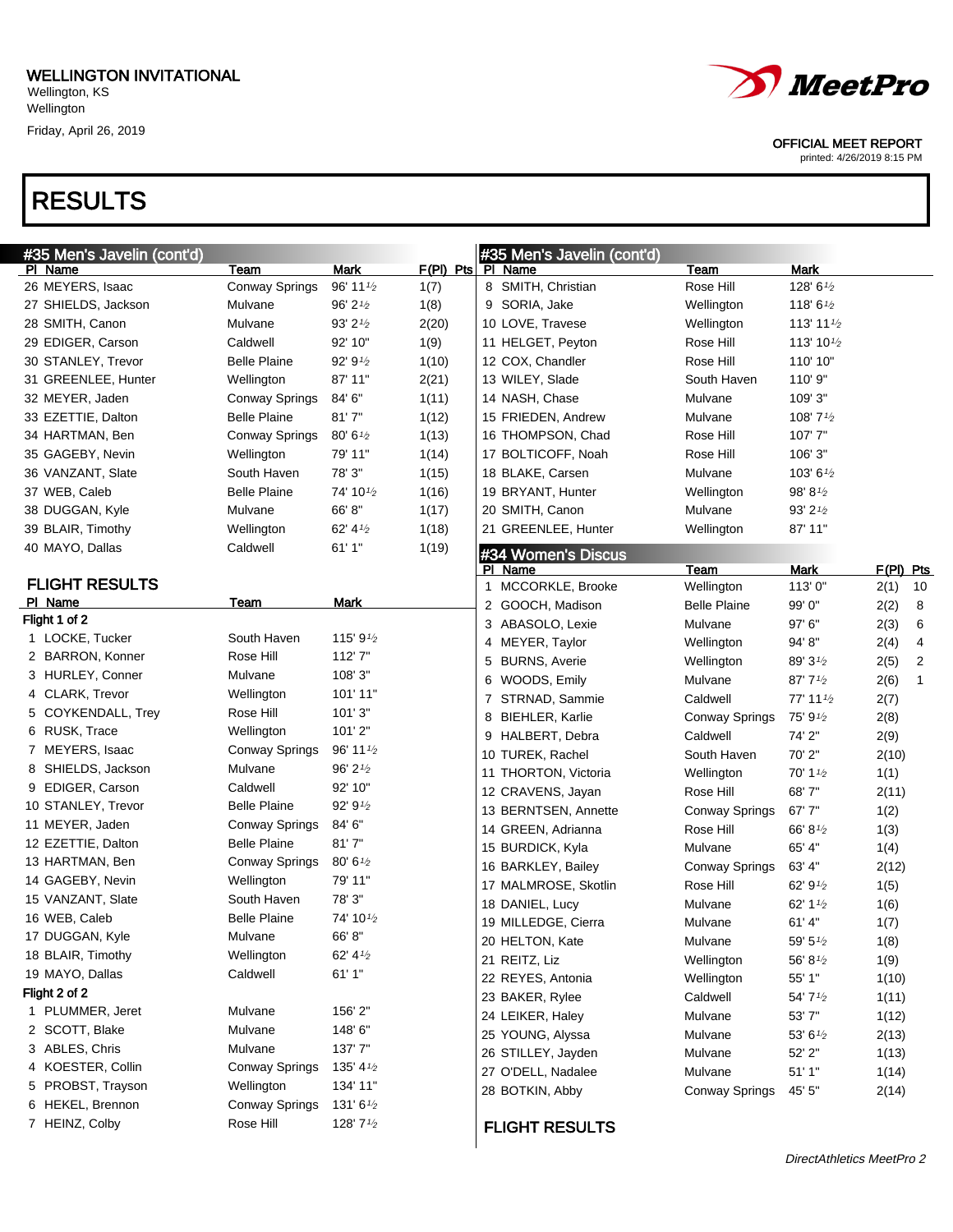WELLINGTON INVITATIONAL
Wellington, KS
Wellington
Friday, April 26, 2019

OFFICIAL MEET REPORT
printed: 4/26/2019 8:15 PM

# RESULTS

## #35 Men's Javelin (cont'd)

| Pl | Name | Team | Mark | F(Pl) | Pts |
|---|---|---|---|---|---|
| 26 | MEYERS, Isaac | Conway Springs | 96' 11½ | 1(7) | |
| 27 | SHIELDS, Jackson | Mulvane | 96' 2½ | 1(8) | |
| 28 | SMITH, Canon | Mulvane | 93' 2½ | 2(20) | |
| 29 | EDIGER, Carson | Caldwell | 92' 10" | 1(9) | |
| 30 | STANLEY, Trevor | Belle Plaine | 92' 9½ | 1(10) | |
| 31 | GREENLEE, Hunter | Wellington | 87' 11" | 2(21) | |
| 32 | MEYER, Jaden | Conway Springs | 84' 6" | 1(11) | |
| 33 | EZETTIE, Dalton | Belle Plaine | 81' 7" | 1(12) | |
| 34 | HARTMAN, Ben | Conway Springs | 80' 6½ | 1(13) | |
| 35 | GAGEBY, Nevin | Wellington | 79' 11" | 1(14) | |
| 36 | VANZANT, Slate | South Haven | 78' 3" | 1(15) | |
| 37 | WEB, Caleb | Belle Plaine | 74' 10½ | 1(16) | |
| 38 | DUGGAN, Kyle | Mulvane | 66' 8" | 1(17) | |
| 39 | BLAIR, Timothy | Wellington | 62' 4½ | 1(18) | |
| 40 | MAYO, Dallas | Caldwell | 61' 1" | 1(19) | |

### FLIGHT RESULTS

| Pl | Name | Team | Mark |
|---|---|---|---|
| **Flight 1 of 2** | | | |
| 1 | LOCKE, Tucker | South Haven | 115' 9½ |
| 2 | BARRON, Konner | Rose Hill | 112' 7" |
| 3 | HURLEY, Conner | Mulvane | 108' 3" |
| 4 | CLARK, Trevor | Wellington | 101' 11" |
| 5 | COYKENDALL, Trey | Rose Hill | 101' 3" |
| 6 | RUSK, Trace | Wellington | 101' 2" |
| 7 | MEYERS, Isaac | Conway Springs | 96' 11½ |
| 8 | SHIELDS, Jackson | Mulvane | 96' 2½ |
| 9 | EDIGER, Carson | Caldwell | 92' 10" |
| 10 | STANLEY, Trevor | Belle Plaine | 92' 9½ |
| 11 | MEYER, Jaden | Conway Springs | 84' 6" |
| 12 | EZETTIE, Dalton | Belle Plaine | 81' 7" |
| 13 | HARTMAN, Ben | Conway Springs | 80' 6½ |
| 14 | GAGEBY, Nevin | Wellington | 79' 11" |
| 15 | VANZANT, Slate | South Haven | 78' 3" |
| 16 | WEB, Caleb | Belle Plaine | 74' 10½ |
| 17 | DUGGAN, Kyle | Mulvane | 66' 8" |
| 18 | BLAIR, Timothy | Wellington | 62' 4½ |
| 19 | MAYO, Dallas | Caldwell | 61' 1" |
| **Flight 2 of 2** | | | |
| 1 | PLUMMER, Jeret | Mulvane | 156' 2" |
| 2 | SCOTT, Blake | Mulvane | 148' 6" |
| 3 | ABLES, Chris | Mulvane | 137' 7" |
| 4 | KOESTER, Collin | Conway Springs | 135' 4½ |
| 5 | PROBST, Trayson | Wellington | 134' 11" |
| 6 | HEKEL, Brennon | Conway Springs | 131' 6½ |
| 7 | HEINZ, Colby | Rose Hill | 128' 7½ |
| 8 | SMITH, Christian | Rose Hill | 128' 6½ |
| 9 | SORIA, Jake | Wellington | 118' 6½ |
| 10 | LOVE, Travese | Wellington | 113' 11½ |
| 11 | HELGET, Peyton | Rose Hill | 113' 10½ |
| 12 | COX, Chandler | Rose Hill | 110' 10" |
| 13 | WILEY, Slade | South Haven | 110' 9" |
| 14 | NASH, Chase | Mulvane | 109' 3" |
| 15 | FRIEDEN, Andrew | Mulvane | 108' 7½ |
| 16 | THOMPSON, Chad | Rose Hill | 107' 7" |
| 17 | BOLTICOFF, Noah | Rose Hill | 106' 3" |
| 18 | BLAKE, Carsen | Mulvane | 103' 6½ |
| 19 | BRYANT, Hunter | Wellington | 98' 8½ |
| 20 | SMITH, Canon | Mulvane | 93' 2½ |
| 21 | GREENLEE, Hunter | Wellington | 87' 11" |

## #34 Women's Discus

| Pl | Name | Team | Mark | F(Pl) | Pts |
|---|---|---|---|---|---|
| 1 | MCCORKLE, Brooke | Wellington | 113' 0" | 2(1) | 10 |
| 2 | GOOCH, Madison | Belle Plaine | 99' 0" | 2(2) | 8 |
| 3 | ABASOLO, Lexie | Mulvane | 97' 6" | 2(3) | 6 |
| 4 | MEYER, Taylor | Wellington | 94' 8" | 2(4) | 4 |
| 5 | BURNS, Averie | Wellington | 89' 3½ | 2(5) | 2 |
| 6 | WOODS, Emily | Mulvane | 87' 7½ | 2(6) | 1 |
| 7 | STRNAD, Sammie | Caldwell | 77' 11½ | 2(7) | |
| 8 | BIEHLER, Karlie | Conway Springs | 75' 9½ | 2(8) | |
| 9 | HALBERT, Debra | Caldwell | 74' 2" | 2(9) | |
| 10 | TUREK, Rachel | South Haven | 70' 2" | 2(10) | |
| 11 | THORTON, Victoria | Wellington | 70' 1½ | 1(1) | |
| 12 | CRAVENS, Jayan | Rose Hill | 68' 7" | 2(11) | |
| 13 | BERNTSEN, Annette | Conway Springs | 67' 7" | 1(2) | |
| 14 | GREEN, Adrianna | Rose Hill | 66' 8½ | 1(3) | |
| 15 | BURDICK, Kyla | Mulvane | 65' 4" | 1(4) | |
| 16 | BARKLEY, Bailey | Conway Springs | 63' 4" | 2(12) | |
| 17 | MALMROSE, Skotlin | Rose Hill | 62' 9½ | 1(5) | |
| 18 | DANIEL, Lucy | Mulvane | 62' 1½ | 1(6) | |
| 19 | MILLEDGE, Cierra | Mulvane | 61' 4" | 1(7) | |
| 20 | HELTON, Kate | Mulvane | 59' 5½ | 1(8) | |
| 21 | REITZ, Liz | Wellington | 56' 8½ | 1(9) | |
| 22 | REYES, Antonia | Wellington | 55' 1" | 1(10) | |
| 23 | BAKER, Rylee | Caldwell | 54' 7½ | 1(11) | |
| 24 | LEIKER, Haley | Mulvane | 53' 7" | 1(12) | |
| 25 | YOUNG, Alyssa | Mulvane | 53' 6½ | 2(13) | |
| 26 | STILLEY, Jayden | Mulvane | 52' 2" | 1(13) | |
| 27 | O'DELL, Nadalee | Mulvane | 51' 1" | 1(14) | |
| 28 | BOTKIN, Abby | Conway Springs | 45' 5" | 2(14) | |

### FLIGHT RESULTS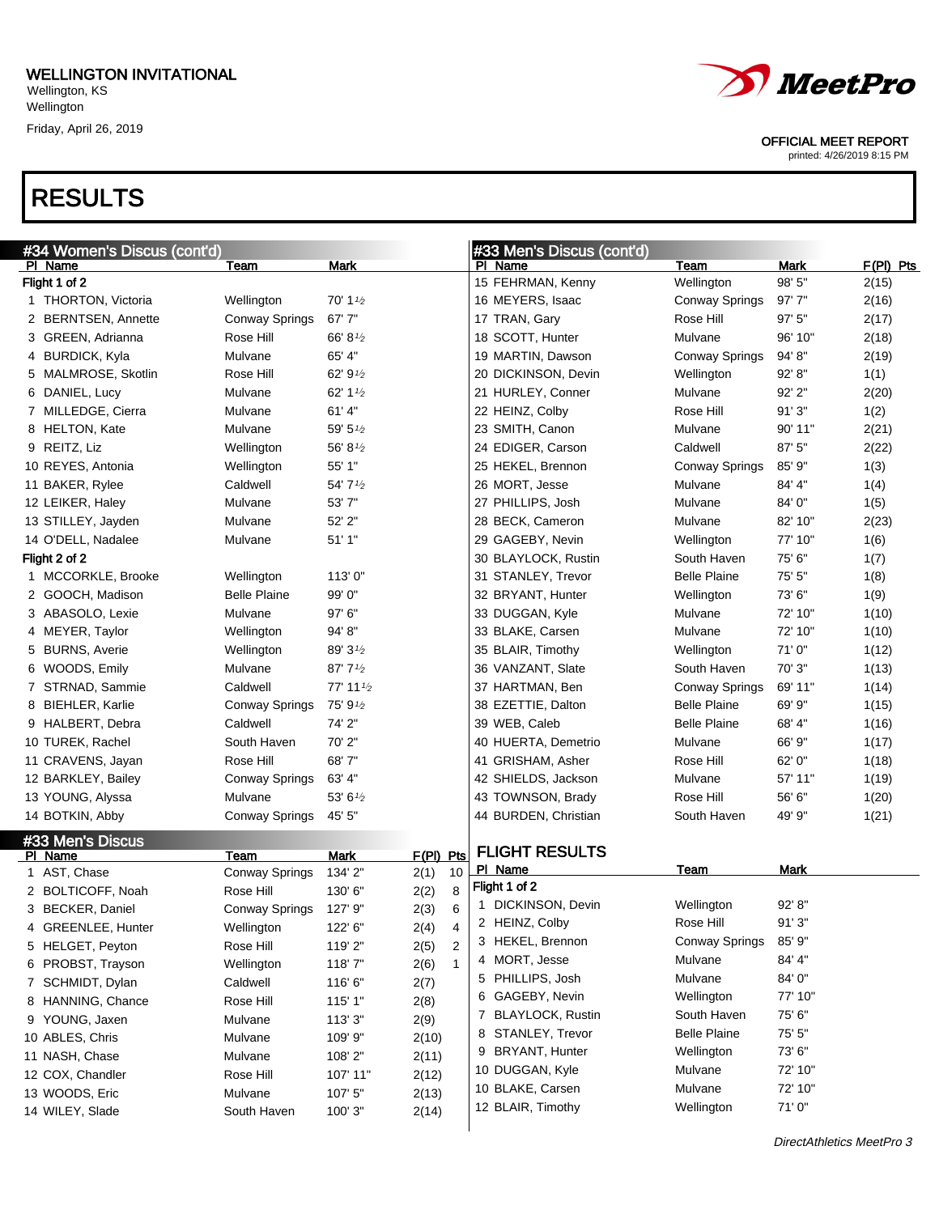# WELLINGTON INVITATIONAL

Wellington, KS
Wellington
Friday, April 26, 2019

OFFICIAL MEET REPORT
printed: 4/26/2019 8:15 PM

## RESULTS

### #34 Women's Discus (cont'd)

| Pl | Name | Team | Mark |
|---|---|---|---|
| **Flight 1 of 2** | | | |
| 1 | THORTON, Victoria | Wellington | 70' 1½ |
| 2 | BERNTSEN, Annette | Conway Springs | 67' 7" |
| 3 | GREEN, Adrianna | Rose Hill | 66' 8½ |
| 4 | BURDICK, Kyla | Mulvane | 65' 4" |
| 5 | MALMROSE, Skotlin | Rose Hill | 62' 9½ |
| 6 | DANIEL, Lucy | Mulvane | 62' 1½ |
| 7 | MILLEDGE, Cierra | Mulvane | 61' 4" |
| 8 | HELTON, Kate | Mulvane | 59' 5½ |
| 9 | REITZ, Liz | Wellington | 56' 8½ |
| 10 | REYES, Antonia | Wellington | 55' 1" |
| 11 | BAKER, Rylee | Caldwell | 54' 7½ |
| 12 | LEIKER, Haley | Mulvane | 53' 7" |
| 13 | STILLEY, Jayden | Mulvane | 52' 2" |
| 14 | O'DELL, Nadalee | Mulvane | 51' 1" |
| **Flight 2 of 2** | | | |
| 1 | MCCORKLE, Brooke | Wellington | 113' 0" |
| 2 | GOOCH, Madison | Belle Plaine | 99' 0" |
| 3 | ABASOLO, Lexie | Mulvane | 97' 6" |
| 4 | MEYER, Taylor | Wellington | 94' 8" |
| 5 | BURNS, Averie | Wellington | 89' 3½ |
| 6 | WOODS, Emily | Mulvane | 87' 7½ |
| 7 | STRNAD, Sammie | Caldwell | 77' 11½ |
| 8 | BIEHLER, Karlie | Conway Springs | 75' 9½ |
| 9 | HALBERT, Debra | Caldwell | 74' 2" |
| 10 | TUREK, Rachel | South Haven | 70' 2" |
| 11 | CRAVENS, Jayan | Rose Hill | 68' 7" |
| 12 | BARKLEY, Bailey | Conway Springs | 63' 4" |
| 13 | YOUNG, Alyssa | Mulvane | 53' 6½ |
| 14 | BOTKIN, Abby | Conway Springs | 45' 5" |

### #33 Men's Discus

| Pl | Name | Team | Mark | F(Pl) | Pts |
|---|---|---|---|---|---|
| 1 | AST, Chase | Conway Springs | 134' 2" | 2(1) | 10 |
| 2 | BOLTICOFF, Noah | Rose Hill | 130' 6" | 2(2) | 8 |
| 3 | BECKER, Daniel | Conway Springs | 127' 9" | 2(3) | 6 |
| 4 | GREENLEE, Hunter | Wellington | 122' 6" | 2(4) | 4 |
| 5 | HELGET, Peyton | Rose Hill | 119' 2" | 2(5) | 2 |
| 6 | PROBST, Trayson | Wellington | 118' 7" | 2(6) | 1 |
| 7 | SCHMIDT, Dylan | Caldwell | 116' 6" | 2(7) | |
| 8 | HANNING, Chance | Rose Hill | 115' 1" | 2(8) | |
| 9 | YOUNG, Jaxen | Mulvane | 113' 3" | 2(9) | |
| 10 | ABLES, Chris | Mulvane | 109' 9" | 2(10) | |
| 11 | NASH, Chase | Mulvane | 108' 2" | 2(11) | |
| 12 | COX, Chandler | Rose Hill | 107' 11" | 2(12) | |
| 13 | WOODS, Eric | Mulvane | 107' 5" | 2(13) | |
| 14 | WILEY, Slade | South Haven | 100' 3" | 2(14) | |
| 15 | FEHRMAN, Kenny | Wellington | 98' 5" | 2(15) | |
| 16 | MEYERS, Isaac | Conway Springs | 97' 7" | 2(16) | |
| 17 | TRAN, Gary | Rose Hill | 97' 5" | 2(17) | |
| 18 | SCOTT, Hunter | Mulvane | 96' 10" | 2(18) | |
| 19 | MARTIN, Dawson | Conway Springs | 94' 8" | 2(19) | |
| 20 | DICKINSON, Devin | Wellington | 92' 8" | 1(1) | |
| 21 | HURLEY, Conner | Mulvane | 92' 2" | 2(20) | |
| 22 | HEINZ, Colby | Rose Hill | 91' 3" | 1(2) | |
| 23 | SMITH, Canon | Mulvane | 90' 11" | 2(21) | |
| 24 | EDIGER, Carson | Caldwell | 87' 5" | 2(22) | |
| 25 | HEKEL, Brennon | Conway Springs | 85' 9" | 1(3) | |
| 26 | MORT, Jesse | Mulvane | 84' 4" | 1(4) | |
| 27 | PHILLIPS, Josh | Mulvane | 84' 0" | 1(5) | |
| 28 | BECK, Cameron | Mulvane | 82' 10" | 2(23) | |
| 29 | GAGEBY, Nevin | Wellington | 77' 10" | 1(6) | |
| 30 | BLAYLOCK, Rustin | South Haven | 75' 6" | 1(7) | |
| 31 | STANLEY, Trevor | Belle Plaine | 75' 5" | 1(8) | |
| 32 | BRYANT, Hunter | Wellington | 73' 6" | 1(9) | |
| 33 | DUGGAN, Kyle | Mulvane | 72' 10" | 1(10) | |
| 33 | BLAKE, Carsen | Mulvane | 72' 10" | 1(10) | |
| 35 | BLAIR, Timothy | Wellington | 71' 0" | 1(12) | |
| 36 | VANZANT, Slate | South Haven | 70' 3" | 1(13) | |
| 37 | HARTMAN, Ben | Conway Springs | 69' 11" | 1(14) | |
| 38 | EZETTIE, Dalton | Belle Plaine | 69' 9" | 1(15) | |
| 39 | WEB, Caleb | Belle Plaine | 68' 4" | 1(16) | |
| 40 | HUERTA, Demetrio | Mulvane | 66' 9" | 1(17) | |
| 41 | GRISHAM, Asher | Rose Hill | 62' 0" | 1(18) | |
| 42 | SHIELDS, Jackson | Mulvane | 57' 11" | 1(19) | |
| 43 | TOWNSON, Brady | Rose Hill | 56' 6" | 1(20) | |
| 44 | BURDEN, Christian | South Haven | 49' 9" | 1(21) | |

### FLIGHT RESULTS

| Pl | Name | Team | Mark |
|---|---|---|---|
| **Flight 1 of 2** | | | |
| 1 | DICKINSON, Devin | Wellington | 92' 8" |
| 2 | HEINZ, Colby | Rose Hill | 91' 3" |
| 3 | HEKEL, Brennon | Conway Springs | 85' 9" |
| 4 | MORT, Jesse | Mulvane | 84' 4" |
| 5 | PHILLIPS, Josh | Mulvane | 84' 0" |
| 6 | GAGEBY, Nevin | Wellington | 77' 10" |
| 7 | BLAYLOCK, Rustin | South Haven | 75' 6" |
| 8 | STANLEY, Trevor | Belle Plaine | 75' 5" |
| 9 | BRYANT, Hunter | Wellington | 73' 6" |
| 10 | DUGGAN, Kyle | Mulvane | 72' 10" |
| 10 | BLAKE, Carsen | Mulvane | 72' 10" |
| 12 | BLAIR, Timothy | Wellington | 71' 0" |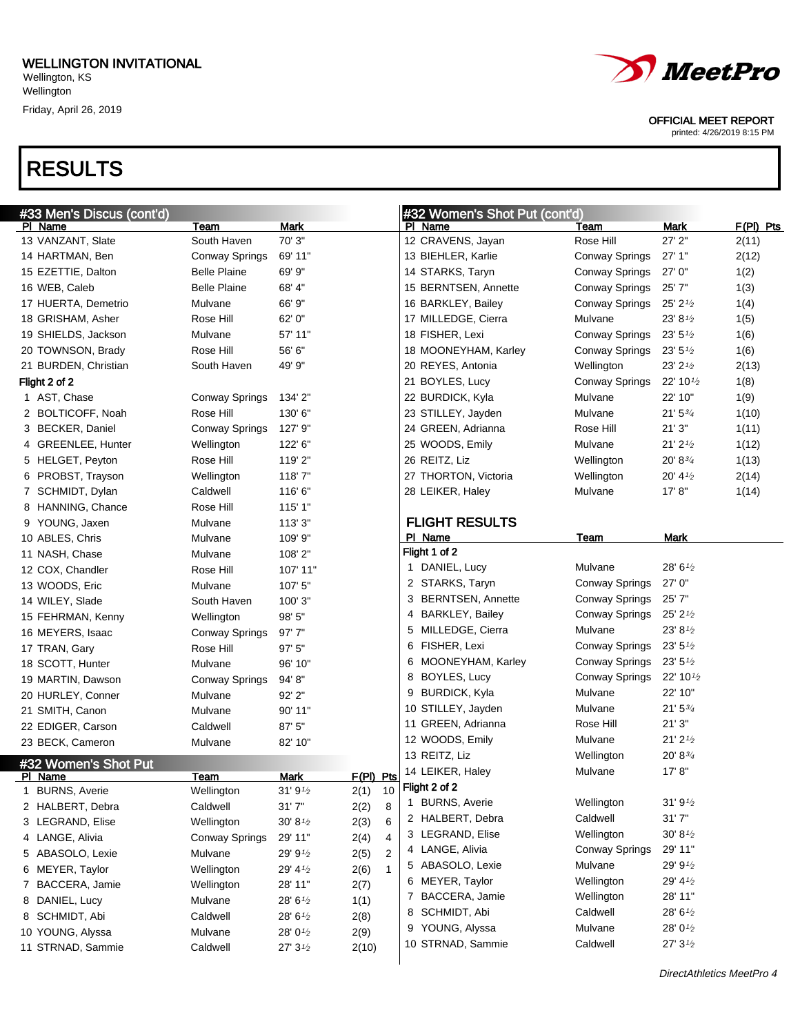# WELLINGTON INVITATIONAL

Wellington, KS
Wellington
Friday, April 26, 2019

OFFICIAL MEET REPORT
printed: 4/26/2019 8:15 PM

# RESULTS

## #33 Men's Discus (cont'd)

| Pl | Name | Team | Mark |
|---|---|---|---|
| 13 | VANZANT, Slate | South Haven | 70' 3" |
| 14 | HARTMAN, Ben | Conway Springs | 69' 11" |
| 15 | EZETTIE, Dalton | Belle Plaine | 69' 9" |
| 16 | WEB, Caleb | Belle Plaine | 68' 4" |
| 17 | HUERTA, Demetrio | Mulvane | 66' 9" |
| 18 | GRISHAM, Asher | Rose Hill | 62' 0" |
| 19 | SHIELDS, Jackson | Mulvane | 57' 11" |
| 20 | TOWNSON, Brady | Rose Hill | 56' 6" |
| 21 | BURDEN, Christian | South Haven | 49' 9" |

**Flight 2 of 2**

| Pl | Name | Team | Mark |
|---|---|---|---|
| 1 | AST, Chase | Conway Springs | 134' 2" |
| 2 | BOLTICOFF, Noah | Rose Hill | 130' 6" |
| 3 | BECKER, Daniel | Conway Springs | 127' 9" |
| 4 | GREENLEE, Hunter | Wellington | 122' 6" |
| 5 | HELGET, Peyton | Rose Hill | 119' 2" |
| 6 | PROBST, Trayson | Wellington | 118' 7" |
| 7 | SCHMIDT, Dylan | Caldwell | 116' 6" |
| 8 | HANNING, Chance | Rose Hill | 115' 1" |
| 9 | YOUNG, Jaxen | Mulvane | 113' 3" |
| 10 | ABLES, Chris | Mulvane | 109' 9" |
| 11 | NASH, Chase | Mulvane | 108' 2" |
| 12 | COX, Chandler | Rose Hill | 107' 11" |
| 13 | WOODS, Eric | Mulvane | 107' 5" |
| 14 | WILEY, Slade | South Haven | 100' 3" |
| 15 | FEHRMAN, Kenny | Wellington | 98' 5" |
| 16 | MEYERS, Isaac | Conway Springs | 97' 7" |
| 17 | TRAN, Gary | Rose Hill | 97' 5" |
| 18 | SCOTT, Hunter | Mulvane | 96' 10" |
| 19 | MARTIN, Dawson | Conway Springs | 94' 8" |
| 20 | HURLEY, Conner | Mulvane | 92' 2" |
| 21 | SMITH, Canon | Mulvane | 90' 11" |
| 22 | EDIGER, Carson | Caldwell | 87' 5" |
| 23 | BECK, Cameron | Mulvane | 82' 10" |

## #32 Women's Shot Put

| Pl | Name | Team | Mark | F(Pl) | Pts |
|---|---|---|---|---|---|
| 1 | BURNS, Averie | Wellington | 31' 9½ | 2(1) | 10 |
| 2 | HALBERT, Debra | Caldwell | 31' 7" | 2(2) | 8 |
| 3 | LEGRAND, Elise | Wellington | 30' 8½ | 2(3) | 6 |
| 4 | LANGE, Alivia | Conway Springs | 29' 11" | 2(4) | 4 |
| 5 | ABASOLO, Lexie | Mulvane | 29' 9½ | 2(5) | 2 |
| 6 | MEYER, Taylor | Wellington | 29' 4½ | 2(6) | 1 |
| 7 | BACCERA, Jamie | Wellington | 28' 11" | 2(7) | |
| 8 | DANIEL, Lucy | Mulvane | 28' 6½ | 1(1) | |
| 8 | SCHMIDT, Abi | Caldwell | 28' 6½ | 2(8) | |
| 10 | YOUNG, Alyssa | Mulvane | 28' 0½ | 2(9) | |
| 11 | STRNAD, Sammie | Caldwell | 27' 3½ | 2(10) | |
| 12 | CRAVENS, Jayan | Rose Hill | 27' 2" | 2(11) | |
| 13 | BIEHLER, Karlie | Conway Springs | 27' 1" | 2(12) | |
| 14 | STARKS, Taryn | Conway Springs | 27' 0" | 1(2) | |
| 15 | BERNTSEN, Annette | Conway Springs | 25' 7" | 1(3) | |
| 16 | BARKLEY, Bailey | Conway Springs | 25' 2½ | 1(4) | |
| 17 | MILLEDGE, Cierra | Mulvane | 23' 8½ | 1(5) | |
| 18 | FISHER, Lexi | Conway Springs | 23' 5½ | 1(6) | |
| 18 | MOONEYHAM, Karley | Conway Springs | 23' 5½ | 1(6) | |
| 20 | REYES, Antonia | Wellington | 23' 2½ | 2(13) | |
| 21 | BOYLES, Lucy | Conway Springs | 22' 10½ | 1(8) | |
| 22 | BURDICK, Kyla | Mulvane | 22' 10" | 1(9) | |
| 23 | STILLEY, Jayden | Mulvane | 21' 5¾ | 1(10) | |
| 24 | GREEN, Adrianna | Rose Hill | 21' 3" | 1(11) | |
| 25 | WOODS, Emily | Mulvane | 21' 2½ | 1(12) | |
| 26 | REITZ, Liz | Wellington | 20' 8¾ | 1(13) | |
| 27 | THORTON, Victoria | Wellington | 20' 4½ | 2(14) | |
| 28 | LEIKER, Haley | Mulvane | 17' 8" | 1(14) | |

### FLIGHT RESULTS

**Flight 1 of 2**

| Pl | Name | Team | Mark |
|---|---|---|---|
| 1 | DANIEL, Lucy | Mulvane | 28' 6½ |
| 2 | STARKS, Taryn | Conway Springs | 27' 0" |
| 3 | BERNTSEN, Annette | Conway Springs | 25' 7" |
| 4 | BARKLEY, Bailey | Conway Springs | 25' 2½ |
| 5 | MILLEDGE, Cierra | Mulvane | 23' 8½ |
| 6 | FISHER, Lexi | Conway Springs | 23' 5½ |
| 6 | MOONEYHAM, Karley | Conway Springs | 23' 5½ |
| 8 | BOYLES, Lucy | Conway Springs | 22' 10½ |
| 9 | BURDICK, Kyla | Mulvane | 22' 10" |
| 10 | STILLEY, Jayden | Mulvane | 21' 5¾ |
| 11 | GREEN, Adrianna | Rose Hill | 21' 3" |
| 12 | WOODS, Emily | Mulvane | 21' 2½ |
| 13 | REITZ, Liz | Wellington | 20' 8¾ |
| 14 | LEIKER, Haley | Mulvane | 17' 8" |

**Flight 2 of 2**

| Pl | Name | Team | Mark |
|---|---|---|---|
| 1 | BURNS, Averie | Wellington | 31' 9½ |
| 2 | HALBERT, Debra | Caldwell | 31' 7" |
| 3 | LEGRAND, Elise | Wellington | 30' 8½ |
| 4 | LANGE, Alivia | Conway Springs | 29' 11" |
| 5 | ABASOLO, Lexie | Mulvane | 29' 9½ |
| 6 | MEYER, Taylor | Wellington | 29' 4½ |
| 7 | BACCERA, Jamie | Wellington | 28' 11" |
| 8 | SCHMIDT, Abi | Caldwell | 28' 6½ |
| 9 | YOUNG, Alyssa | Mulvane | 28' 0½ |
| 10 | STRNAD, Sammie | Caldwell | 27' 3½ |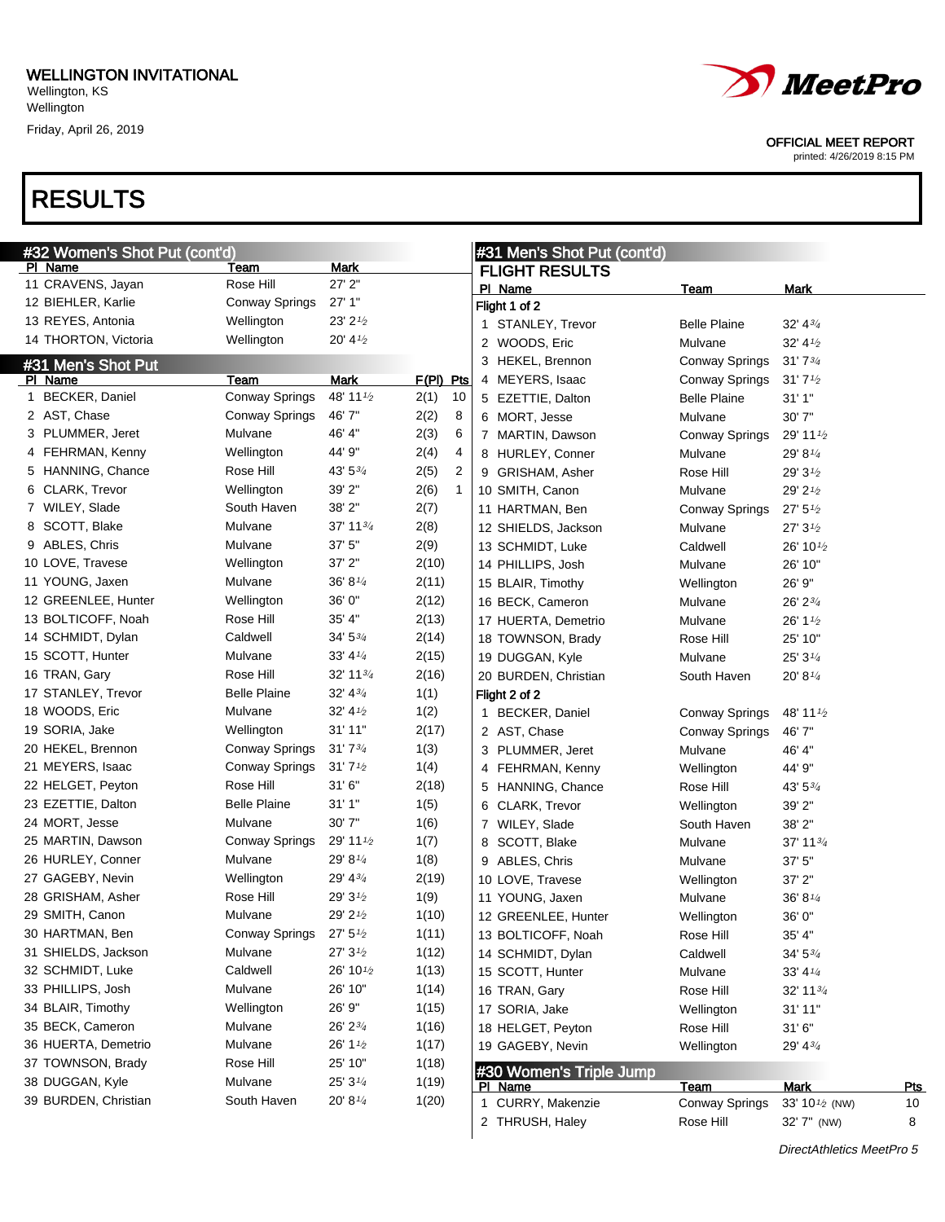# WELLINGTON INVITATIONAL

Wellington, KS
Wellington
Friday, April 26, 2019

OFFICIAL MEET REPORT
printed: 4/26/2019 8:15 PM

## RESULTS

### #32 Women's Shot Put (cont'd)

| Pl | Name | Team | Mark |
|---|---|---|---|
| 11 | CRAVENS, Jayan | Rose Hill | 27' 2" |
| 12 | BIEHLER, Karlie | Conway Springs | 27' 1" |
| 13 | REYES, Antonia | Wellington | 23' 2½ |
| 14 | THORTON, Victoria | Wellington | 20' 4½ |

### #31 Men's Shot Put

| Pl | Name | Team | Mark | F(Pl) | Pts |
|---|---|---|---|---|---|
| 1 | BECKER, Daniel | Conway Springs | 48' 11½ | 2(1) | 10 |
| 2 | AST, Chase | Conway Springs | 46' 7" | 2(2) | 8 |
| 3 | PLUMMER, Jeret | Mulvane | 46' 4" | 2(3) | 6 |
| 4 | FEHRMAN, Kenny | Wellington | 44' 9" | 2(4) | 4 |
| 5 | HANNING, Chance | Rose Hill | 43' 5¾ | 2(5) | 2 |
| 6 | CLARK, Trevor | Wellington | 39' 2" | 2(6) | 1 |
| 7 | WILEY, Slade | South Haven | 38' 2" | 2(7) | |
| 8 | SCOTT, Blake | Mulvane | 37' 11¾ | 2(8) | |
| 9 | ABLES, Chris | Mulvane | 37' 5" | 2(9) | |
| 10 | LOVE, Travese | Wellington | 37' 2" | 2(10) | |
| 11 | YOUNG, Jaxen | Mulvane | 36' 8¼ | 2(11) | |
| 12 | GREENLEE, Hunter | Wellington | 36' 0" | 2(12) | |
| 13 | BOLTICOFF, Noah | Rose Hill | 35' 4" | 2(13) | |
| 14 | SCHMIDT, Dylan | Caldwell | 34' 5¾ | 2(14) | |
| 15 | SCOTT, Hunter | Mulvane | 33' 4¼ | 2(15) | |
| 16 | TRAN, Gary | Rose Hill | 32' 11¾ | 2(16) | |
| 17 | STANLEY, Trevor | Belle Plaine | 32' 4¾ | 1(1) | |
| 18 | WOODS, Eric | Mulvane | 32' 4½ | 1(2) | |
| 19 | SORIA, Jake | Wellington | 31' 11" | 2(17) | |
| 20 | HEKEL, Brennon | Conway Springs | 31' 7¾ | 1(3) | |
| 21 | MEYERS, Isaac | Conway Springs | 31' 7½ | 1(4) | |
| 22 | HELGET, Peyton | Rose Hill | 31' 6" | 2(18) | |
| 23 | EZETTIE, Dalton | Belle Plaine | 31' 1" | 1(5) | |
| 24 | MORT, Jesse | Mulvane | 30' 7" | 1(6) | |
| 25 | MARTIN, Dawson | Conway Springs | 29' 11½ | 1(7) | |
| 26 | HURLEY, Conner | Mulvane | 29' 8¼ | 1(8) | |
| 27 | GAGEBY, Nevin | Wellington | 29' 4¾ | 2(19) | |
| 28 | GRISHAM, Asher | Rose Hill | 29' 3½ | 1(9) | |
| 29 | SMITH, Canon | Mulvane | 29' 2½ | 1(10) | |
| 30 | HARTMAN, Ben | Conway Springs | 27' 5½ | 1(11) | |
| 31 | SHIELDS, Jackson | Mulvane | 27' 3½ | 1(12) | |
| 32 | SCHMIDT, Luke | Caldwell | 26' 10½ | 1(13) | |
| 33 | PHILLIPS, Josh | Mulvane | 26' 10" | 1(14) | |
| 34 | BLAIR, Timothy | Wellington | 26' 9" | 1(15) | |
| 35 | BECK, Cameron | Mulvane | 26' 2¾ | 1(16) | |
| 36 | HUERTA, Demetrio | Mulvane | 26' 1½ | 1(17) | |
| 37 | TOWNSON, Brady | Rose Hill | 25' 10" | 1(18) | |
| 38 | DUGGAN, Kyle | Mulvane | 25' 3¼ | 1(19) | |
| 39 | BURDEN, Christian | South Haven | 20' 8¼ | 1(20) | |

### #31 Men's Shot Put (cont'd)

#### FLIGHT RESULTS

| Pl | Name | Team | Mark |
|---|---|---|---|
| **Flight 1 of 2** | | | |
| 1 | STANLEY, Trevor | Belle Plaine | 32' 4¾ |
| 2 | WOODS, Eric | Mulvane | 32' 4½ |
| 3 | HEKEL, Brennon | Conway Springs | 31' 7¾ |
| 4 | MEYERS, Isaac | Conway Springs | 31' 7½ |
| 5 | EZETTIE, Dalton | Belle Plaine | 31' 1" |
| 6 | MORT, Jesse | Mulvane | 30' 7" |
| 7 | MARTIN, Dawson | Conway Springs | 29' 11½ |
| 8 | HURLEY, Conner | Mulvane | 29' 8¼ |
| 9 | GRISHAM, Asher | Rose Hill | 29' 3½ |
| 10 | SMITH, Canon | Mulvane | 29' 2½ |
| 11 | HARTMAN, Ben | Conway Springs | 27' 5½ |
| 12 | SHIELDS, Jackson | Mulvane | 27' 3½ |
| 13 | SCHMIDT, Luke | Caldwell | 26' 10½ |
| 14 | PHILLIPS, Josh | Mulvane | 26' 10" |
| 15 | BLAIR, Timothy | Wellington | 26' 9" |
| 16 | BECK, Cameron | Mulvane | 26' 2¾ |
| 17 | HUERTA, Demetrio | Mulvane | 26' 1½ |
| 18 | TOWNSON, Brady | Rose Hill | 25' 10" |
| 19 | DUGGAN, Kyle | Mulvane | 25' 3¼ |
| 20 | BURDEN, Christian | South Haven | 20' 8¼ |
| **Flight 2 of 2** | | | |
| 1 | BECKER, Daniel | Conway Springs | 48' 11½ |
| 2 | AST, Chase | Conway Springs | 46' 7" |
| 3 | PLUMMER, Jeret | Mulvane | 46' 4" |
| 4 | FEHRMAN, Kenny | Wellington | 44' 9" |
| 5 | HANNING, Chance | Rose Hill | 43' 5¾ |
| 6 | CLARK, Trevor | Wellington | 39' 2" |
| 7 | WILEY, Slade | South Haven | 38' 2" |
| 8 | SCOTT, Blake | Mulvane | 37' 11¾ |
| 9 | ABLES, Chris | Mulvane | 37' 5" |
| 10 | LOVE, Travese | Wellington | 37' 2" |
| 11 | YOUNG, Jaxen | Mulvane | 36' 8¼ |
| 12 | GREENLEE, Hunter | Wellington | 36' 0" |
| 13 | BOLTICOFF, Noah | Rose Hill | 35' 4" |
| 14 | SCHMIDT, Dylan | Caldwell | 34' 5¾ |
| 15 | SCOTT, Hunter | Mulvane | 33' 4¼ |
| 16 | TRAN, Gary | Rose Hill | 32' 11¾ |
| 17 | SORIA, Jake | Wellington | 31' 11" |
| 18 | HELGET, Peyton | Rose Hill | 31' 6" |
| 19 | GAGEBY, Nevin | Wellington | 29' 4¾ |

### #30 Women's Triple Jump

| Pl | Name | Team | Mark | Pts |
|---|---|---|---|---|
| 1 | CURRY, Makenzie | Conway Springs | 33' 10½ (NW) | 10 |
| 2 | THRUSH, Haley | Rose Hill | 32' 7" (NW) | 8 |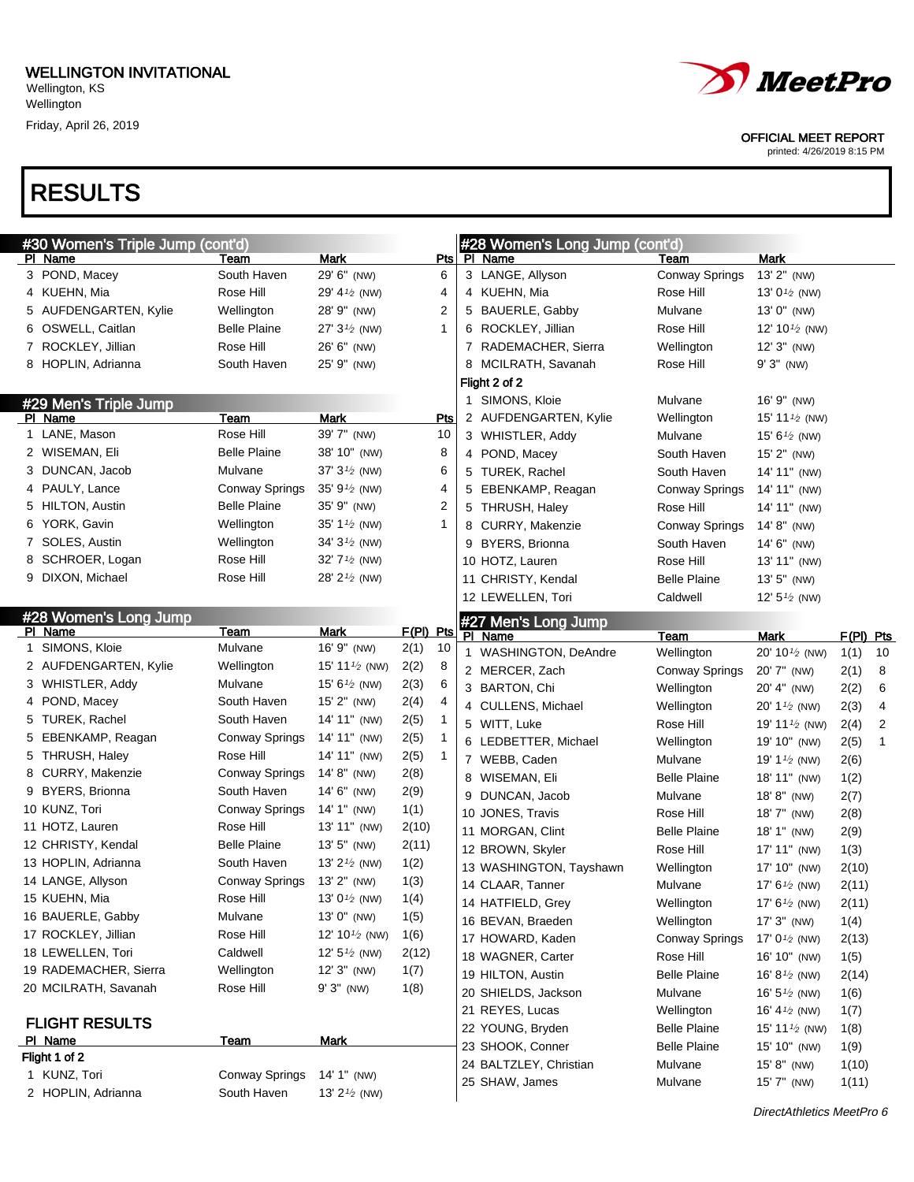WELLINGTON INVITATIONAL
Wellington, KS
Wellington
Friday, April 26, 2019

OFFICIAL MEET REPORT
printed: 4/26/2019 8:15 PM

# RESULTS

## #30 Women's Triple Jump (cont'd)

| Pl | Name | Team | Mark | Pts |
|---|---|---|---|---|
| 3 | POND, Macey | South Haven | 29' 6" (NW) | 6 |
| 4 | KUEHN, Mia | Rose Hill | 29' 4½ (NW) | 4 |
| 5 | AUFDENGARTEN, Kylie | Wellington | 28' 9" (NW) | 2 |
| 6 | OSWELL, Caitlan | Belle Plaine | 27' 3½ (NW) | 1 |
| 7 | ROCKLEY, Jillian | Rose Hill | 26' 6" (NW) | |
| 8 | HOPLIN, Adrianna | South Haven | 25' 9" (NW) | |

## #29 Men's Triple Jump

| Pl | Name | Team | Mark | Pts |
|---|---|---|---|---|
| 1 | LANE, Mason | Rose Hill | 39' 7" (NW) | 10 |
| 2 | WISEMAN, Eli | Belle Plaine | 38' 10" (NW) | 8 |
| 3 | DUNCAN, Jacob | Mulvane | 37' 3½ (NW) | 6 |
| 4 | PAULY, Lance | Conway Springs | 35' 9½ (NW) | 4 |
| 5 | HILTON, Austin | Belle Plaine | 35' 9" (NW) | 2 |
| 6 | YORK, Gavin | Wellington | 35' 1½ (NW) | 1 |
| 7 | SOLES, Austin | Wellington | 34' 3½ (NW) | |
| 8 | SCHROER, Logan | Rose Hill | 32' 7½ (NW) | |
| 9 | DIXON, Michael | Rose Hill | 28' 2½ (NW) | |

## #28 Women's Long Jump

| Pl | Name | Team | Mark | F(Pl) | Pts |
|---|---|---|---|---|---|
| 1 | SIMONS, Kloie | Mulvane | 16' 9" (NW) | 2(1) | 10 |
| 2 | AUFDENGARTEN, Kylie | Wellington | 15' 11½ (NW) | 2(2) | 8 |
| 3 | WHISTLER, Addy | Mulvane | 15' 6½ (NW) | 2(3) | 6 |
| 4 | POND, Macey | South Haven | 15' 2" (NW) | 2(4) | 4 |
| 5 | TUREK, Rachel | South Haven | 14' 11" (NW) | 2(5) | 1 |
| 5 | EBENKAMP, Reagan | Conway Springs | 14' 11" (NW) | 2(5) | 1 |
| 5 | THRUSH, Haley | Rose Hill | 14' 11" (NW) | 2(5) | 1 |
| 8 | CURRY, Makenzie | Conway Springs | 14' 8" (NW) | 2(8) | |
| 9 | BYERS, Brionna | South Haven | 14' 6" (NW) | 2(9) | |
| 10 | KUNZ, Tori | Conway Springs | 14' 1" (NW) | 1(1) | |
| 11 | HOTZ, Lauren | Rose Hill | 13' 11" (NW) | 2(10) | |
| 12 | CHRISTY, Kendal | Belle Plaine | 13' 5" (NW) | 2(11) | |
| 13 | HOPLIN, Adrianna | South Haven | 13' 2½ (NW) | 1(2) | |
| 14 | LANGE, Allyson | Conway Springs | 13' 2" (NW) | 1(3) | |
| 15 | KUEHN, Mia | Rose Hill | 13' 0½ (NW) | 1(4) | |
| 16 | BAUERLE, Gabby | Mulvane | 13' 0" (NW) | 1(5) | |
| 17 | ROCKLEY, Jillian | Rose Hill | 12' 10½ (NW) | 1(6) | |
| 18 | LEWELLEN, Tori | Caldwell | 12' 5½ (NW) | 2(12) | |
| 19 | RADEMACHER, Sierra | Wellington | 12' 3" (NW) | 1(7) | |
| 20 | MCILRATH, Savanah | Rose Hill | 9' 3" (NW) | 1(8) | |

### FLIGHT RESULTS

**Flight 1 of 2**

| Pl | Name | Team | Mark |
|---|---|---|---|
| 1 | KUNZ, Tori | Conway Springs | 14' 1" (NW) |
| 2 | HOPLIN, Adrianna | South Haven | 13' 2½ (NW) |
| 3 | LANGE, Allyson | Conway Springs | 13' 2" (NW) |
| 4 | KUEHN, Mia | Rose Hill | 13' 0½ (NW) |
| 5 | BAUERLE, Gabby | Mulvane | 13' 0" (NW) |
| 6 | ROCKLEY, Jillian | Rose Hill | 12' 10½ (NW) |
| 7 | RADEMACHER, Sierra | Wellington | 12' 3" (NW) |
| 8 | MCILRATH, Savanah | Rose Hill | 9' 3" (NW) |

**Flight 2 of 2**

| Pl | Name | Team | Mark |
|---|---|---|---|
| 1 | SIMONS, Kloie | Mulvane | 16' 9" (NW) |
| 2 | AUFDENGARTEN, Kylie | Wellington | 15' 11½ (NW) |
| 3 | WHISTLER, Addy | Mulvane | 15' 6½ (NW) |
| 4 | POND, Macey | South Haven | 15' 2" (NW) |
| 5 | TUREK, Rachel | South Haven | 14' 11" (NW) |
| 5 | EBENKAMP, Reagan | Conway Springs | 14' 11" (NW) |
| 5 | THRUSH, Haley | Rose Hill | 14' 11" (NW) |
| 8 | CURRY, Makenzie | Conway Springs | 14' 8" (NW) |
| 9 | BYERS, Brionna | South Haven | 14' 6" (NW) |
| 10 | HOTZ, Lauren | Rose Hill | 13' 11" (NW) |
| 11 | CHRISTY, Kendal | Belle Plaine | 13' 5" (NW) |
| 12 | LEWELLEN, Tori | Caldwell | 12' 5½ (NW) |

## #27 Men's Long Jump

| Pl | Name | Team | Mark | F(Pl) | Pts |
|---|---|---|---|---|---|
| 1 | WASHINGTON, DeAndre | Wellington | 20' 10½ (NW) | 1(1) | 10 |
| 2 | MERCER, Zach | Conway Springs | 20' 7" (NW) | 2(1) | 8 |
| 3 | BARTON, Chi | Wellington | 20' 4" (NW) | 2(2) | 6 |
| 4 | CULLENS, Michael | Wellington | 20' 1½ (NW) | 2(3) | 4 |
| 5 | WITT, Luke | Rose Hill | 19' 11½ (NW) | 2(4) | 2 |
| 6 | LEDBETTER, Michael | Wellington | 19' 10" (NW) | 2(5) | 1 |
| 7 | WEBB, Caden | Mulvane | 19' 1½ (NW) | 2(6) | |
| 8 | WISEMAN, Eli | Belle Plaine | 18' 11" (NW) | 1(2) | |
| 9 | DUNCAN, Jacob | Mulvane | 18' 8" (NW) | 2(7) | |
| 10 | JONES, Travis | Rose Hill | 18' 7" (NW) | 2(8) | |
| 11 | MORGAN, Clint | Belle Plaine | 18' 1" (NW) | 2(9) | |
| 12 | BROWN, Skyler | Rose Hill | 17' 11" (NW) | 1(3) | |
| 13 | WASHINGTON, Tayshawn | Wellington | 17' 10" (NW) | 2(10) | |
| 14 | CLAAR, Tanner | Mulvane | 17' 6½ (NW) | 2(11) | |
| 14 | HATFIELD, Grey | Wellington | 17' 6½ (NW) | 2(11) | |
| 16 | BEVAN, Braeden | Wellington | 17' 3" (NW) | 1(4) | |
| 17 | HOWARD, Kaden | Conway Springs | 17' 0½ (NW) | 2(13) | |
| 18 | WAGNER, Carter | Rose Hill | 16' 10" (NW) | 1(5) | |
| 19 | HILTON, Austin | Belle Plaine | 16' 8½ (NW) | 2(14) | |
| 20 | SHIELDS, Jackson | Mulvane | 16' 5½ (NW) | 1(6) | |
| 21 | REYES, Lucas | Wellington | 16' 4½ (NW) | 1(7) | |
| 22 | YOUNG, Bryden | Belle Plaine | 15' 11½ (NW) | 1(8) | |
| 23 | SHOOK, Conner | Belle Plaine | 15' 10" (NW) | 1(9) | |
| 24 | BALTZLEY, Christian | Mulvane | 15' 8" (NW) | 1(10) | |
| 25 | SHAW, James | Mulvane | 15' 7" (NW) | 1(11) | |

*DirectAthletics MeetPro 6*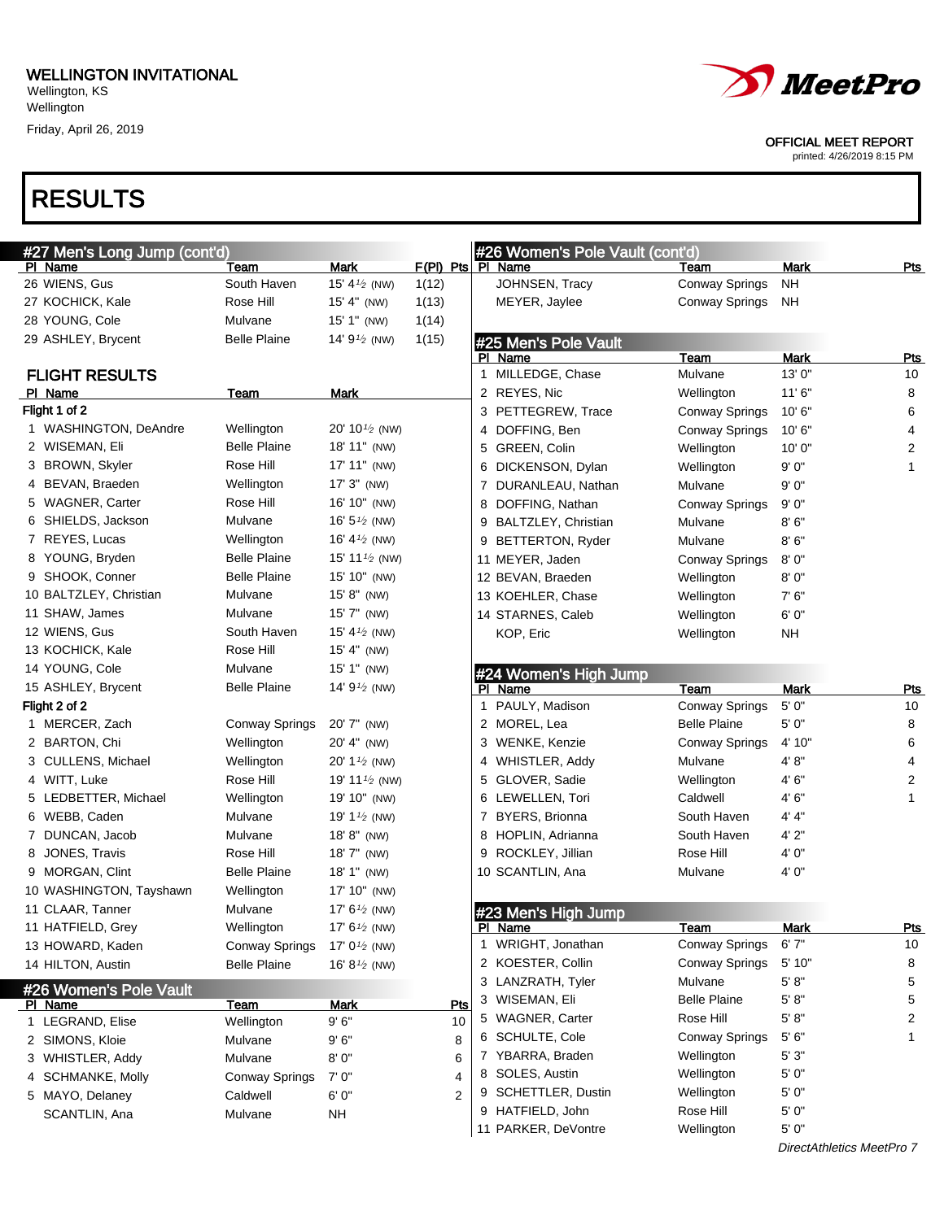WELLINGTON INVITATIONAL
Wellington, KS
Wellington
Friday, April 26, 2019

OFFICIAL MEET REPORT
printed: 4/26/2019 8:15 PM

# RESULTS

## #27 Men's Long Jump (cont'd)

| Pl | Name | Team | Mark | F(Pl) | Pts |
|---|---|---|---|---|---|
| 26 | WIENS, Gus | South Haven | 15' 4½ (NW) | 1(12) | |
| 27 | KOCHICK, Kale | Rose Hill | 15' 4" (NW) | 1(13) | |
| 28 | YOUNG, Cole | Mulvane | 15' 1" (NW) | 1(14) | |
| 29 | ASHLEY, Brycent | Belle Plaine | 14' 9½ (NW) | 1(15) | |

### FLIGHT RESULTS

| Pl | Name | Team | Mark |
|---|---|---|---|
| **Flight 1 of 2** | | | |
| 1 | WASHINGTON, DeAndre | Wellington | 20' 10½ (NW) |
| 2 | WISEMAN, Eli | Belle Plaine | 18' 11" (NW) |
| 3 | BROWN, Skyler | Rose Hill | 17' 11" (NW) |
| 4 | BEVAN, Braeden | Wellington | 17' 3" (NW) |
| 5 | WAGNER, Carter | Rose Hill | 16' 10" (NW) |
| 6 | SHIELDS, Jackson | Mulvane | 16' 5½ (NW) |
| 7 | REYES, Lucas | Wellington | 16' 4½ (NW) |
| 8 | YOUNG, Bryden | Belle Plaine | 15' 11½ (NW) |
| 9 | SHOOK, Conner | Belle Plaine | 15' 10" (NW) |
| 10 | BALTZLEY, Christian | Mulvane | 15' 8" (NW) |
| 11 | SHAW, James | Mulvane | 15' 7" (NW) |
| 12 | WIENS, Gus | South Haven | 15' 4½ (NW) |
| 13 | KOCHICK, Kale | Rose Hill | 15' 4" (NW) |
| 14 | YOUNG, Cole | Mulvane | 15' 1" (NW) |
| 15 | ASHLEY, Brycent | Belle Plaine | 14' 9½ (NW) |
| **Flight 2 of 2** | | | |
| 1 | MERCER, Zach | Conway Springs | 20' 7" (NW) |
| 2 | BARTON, Chi | Wellington | 20' 4" (NW) |
| 3 | CULLENS, Michael | Wellington | 20' 1½ (NW) |
| 4 | WITT, Luke | Rose Hill | 19' 11½ (NW) |
| 5 | LEDBETTER, Michael | Wellington | 19' 10" (NW) |
| 6 | WEBB, Caden | Mulvane | 19' 1½ (NW) |
| 7 | DUNCAN, Jacob | Mulvane | 18' 8" (NW) |
| 8 | JONES, Travis | Rose Hill | 18' 7" (NW) |
| 9 | MORGAN, Clint | Belle Plaine | 18' 1" (NW) |
| 10 | WASHINGTON, Tayshawn | Wellington | 17' 10" (NW) |
| 11 | CLAAR, Tanner | Mulvane | 17' 6½ (NW) |
| 11 | HATFIELD, Grey | Wellington | 17' 6½ (NW) |
| 13 | HOWARD, Kaden | Conway Springs | 17' 0½ (NW) |
| 14 | HILTON, Austin | Belle Plaine | 16' 8½ (NW) |

## #26 Women's Pole Vault

| Pl | Name | Team | Mark | Pts |
|---|---|---|---|---|
| 1 | LEGRAND, Elise | Wellington | 9' 6" | 10 |
| 2 | SIMONS, Kloie | Mulvane | 9' 6" | 8 |
| 3 | WHISTLER, Addy | Mulvane | 8' 0" | 6 |
| 4 | SCHMANKE, Molly | Conway Springs | 7' 0" | 4 |
| 5 | MAYO, Delaney | Caldwell | 6' 0" | 2 |
| | SCANTLIN, Ana | Mulvane | NH | |

## #26 Women's Pole Vault (cont'd)

| Pl | Name | Team | Mark | Pts |
|---|---|---|---|---|
| | JOHNSEN, Tracy | Conway Springs | NH | |
| | MEYER, Jaylee | Conway Springs | NH | |

## #25 Men's Pole Vault

| Pl | Name | Team | Mark | Pts |
|---|---|---|---|---|
| 1 | MILLEDGE, Chase | Mulvane | 13' 0" | 10 |
| 2 | REYES, Nic | Wellington | 11' 6" | 8 |
| 3 | PETTEGREW, Trace | Conway Springs | 10' 6" | 6 |
| 4 | DOFFING, Ben | Conway Springs | 10' 6" | 4 |
| 5 | GREEN, Colin | Wellington | 10' 0" | 2 |
| 6 | DICKENSON, Dylan | Wellington | 9' 0" | 1 |
| 7 | DURANLEAU, Nathan | Mulvane | 9' 0" | |
| 8 | DOFFING, Nathan | Conway Springs | 9' 0" | |
| 9 | BALTZLEY, Christian | Mulvane | 8' 6" | |
| 9 | BETTERTON, Ryder | Mulvane | 8' 6" | |
| 11 | MEYER, Jaden | Conway Springs | 8' 0" | |
| 12 | BEVAN, Braeden | Wellington | 8' 0" | |
| 13 | KOEHLER, Chase | Wellington | 7' 6" | |
| 14 | STARNES, Caleb | Wellington | 6' 0" | |
| | KOP, Eric | Wellington | NH | |

## #24 Women's High Jump

| Pl | Name | Team | Mark | Pts |
|---|---|---|---|---|
| 1 | PAULY, Madison | Conway Springs | 5' 0" | 10 |
| 2 | MOREL, Lea | Belle Plaine | 5' 0" | 8 |
| 3 | WENKE, Kenzie | Conway Springs | 4' 10" | 6 |
| 4 | WHISTLER, Addy | Mulvane | 4' 8" | 4 |
| 5 | GLOVER, Sadie | Wellington | 4' 6" | 2 |
| 6 | LEWELLEN, Tori | Caldwell | 4' 6" | 1 |
| 7 | BYERS, Brionna | South Haven | 4' 4" | |
| 8 | HOPLIN, Adrianna | South Haven | 4' 2" | |
| 9 | ROCKLEY, Jillian | Rose Hill | 4' 0" | |
| 10 | SCANTLIN, Ana | Mulvane | 4' 0" | |

## #23 Men's High Jump

| Pl | Name | Team | Mark | Pts |
|---|---|---|---|---|
| 1 | WRIGHT, Jonathan | Conway Springs | 6' 7" | 10 |
| 2 | KOESTER, Collin | Conway Springs | 5' 10" | 8 |
| 3 | LANZRATH, Tyler | Mulvane | 5' 8" | 5 |
| 3 | WISEMAN, Eli | Belle Plaine | 5' 8" | 5 |
| 5 | WAGNER, Carter | Rose Hill | 5' 8" | 2 |
| 6 | SCHULTE, Cole | Conway Springs | 5' 6" | 1 |
| 7 | YBARRA, Braden | Wellington | 5' 3" | |
| 8 | SOLES, Austin | Wellington | 5' 0" | |
| 9 | SCHETTLER, Dustin | Wellington | 5' 0" | |
| 9 | HATFIELD, John | Rose Hill | 5' 0" | |
| 11 | PARKER, DeVontre | Wellington | 5' 0" | |

*DirectAthletics MeetPro 7*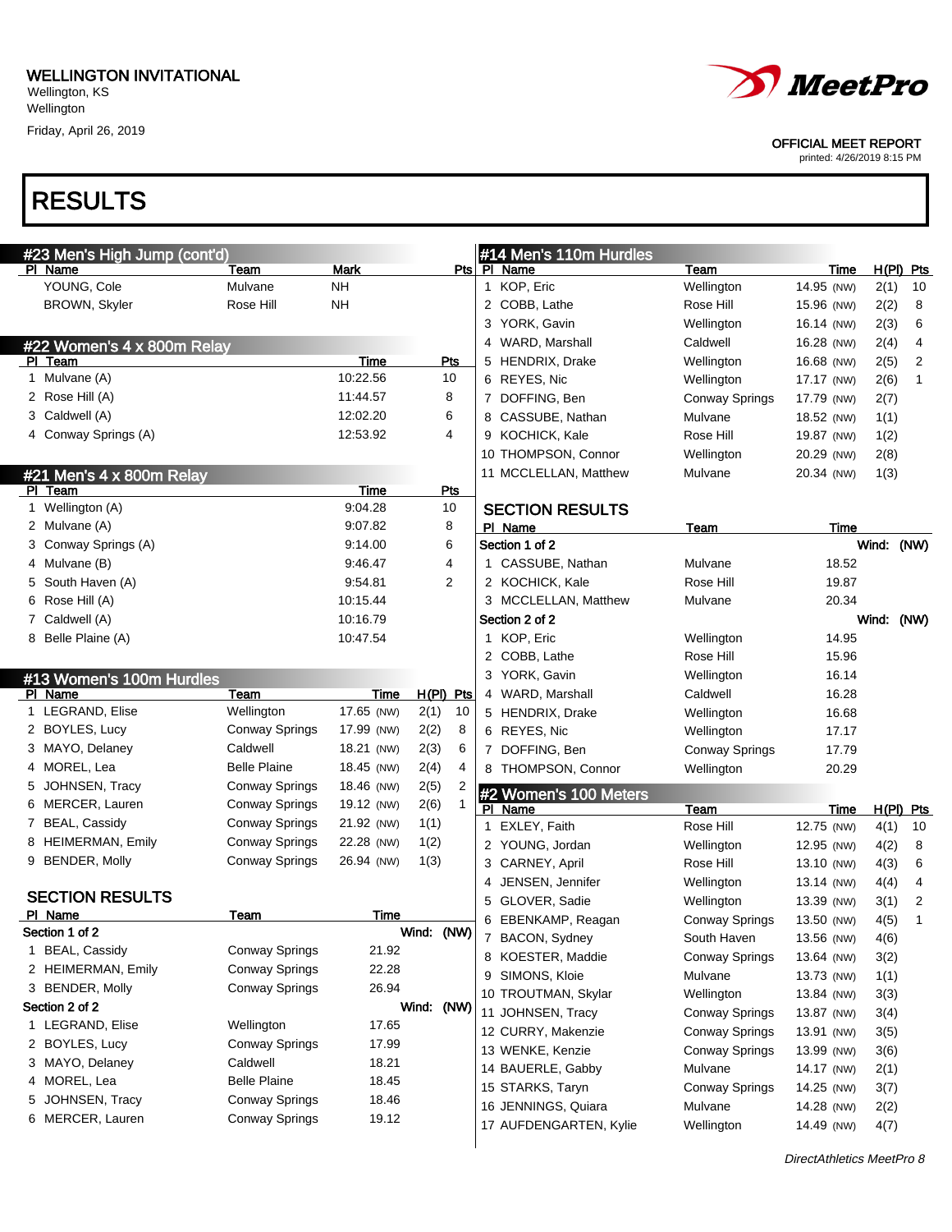WELLINGTON INVITATIONAL
Wellington, KS
Wellington
Friday, April 26, 2019

OFFICIAL MEET REPORT
printed: 4/26/2019 8:15 PM

# RESULTS

## #23 Men's High Jump (cont'd)

| Pl | Name | Team | Mark | Pts |
|---|---|---|---|---|
| | YOUNG, Cole | Mulvane | NH | |
| | BROWN, Skyler | Rose Hill | NH | |

## #22 Women's 4 x 800m Relay

| Pl | Team | Time | Pts |
|---|---|---|---|
| 1 | Mulvane (A) | 10:22.56 | 10 |
| 2 | Rose Hill (A) | 11:44.57 | 8 |
| 3 | Caldwell (A) | 12:02.20 | 6 |
| 4 | Conway Springs (A) | 12:53.92 | 4 |

## #21 Men's 4 x 800m Relay

| Pl | Team | Time | Pts |
|---|---|---|---|
| 1 | Wellington (A) | 9:04.28 | 10 |
| 2 | Mulvane (A) | 9:07.82 | 8 |
| 3 | Conway Springs (A) | 9:14.00 | 6 |
| 4 | Mulvane (B) | 9:46.47 | 4 |
| 5 | South Haven (A) | 9:54.81 | 2 |
| 6 | Rose Hill (A) | 10:15.44 | |
| 7 | Caldwell (A) | 10:16.79 | |
| 8 | Belle Plaine (A) | 10:47.54 | |

## #13 Women's 100m Hurdles

| Pl | Name | Team | Time | H(Pl) | Pts |
|---|---|---|---|---|---|
| 1 | LEGRAND, Elise | Wellington | 17.65 (NW) | 2(1) | 10 |
| 2 | BOYLES, Lucy | Conway Springs | 17.99 (NW) | 2(2) | 8 |
| 3 | MAYO, Delaney | Caldwell | 18.21 (NW) | 2(3) | 6 |
| 4 | MOREL, Lea | Belle Plaine | 18.45 (NW) | 2(4) | 4 |
| 5 | JOHNSEN, Tracy | Conway Springs | 18.46 (NW) | 2(5) | 2 |
| 6 | MERCER, Lauren | Conway Springs | 19.12 (NW) | 2(6) | 1 |
| 7 | BEAL, Cassidy | Conway Springs | 21.92 (NW) | 1(1) | |
| 8 | HEIMERMAN, Emily | Conway Springs | 22.28 (NW) | 1(2) | |
| 9 | BENDER, Molly | Conway Springs | 26.94 (NW) | 1(3) | |

### SECTION RESULTS

| Pl | Name | Team | Time |
|---|---|---|---|
| **Section 1 of 2** | | | Wind: (NW) |
| 1 | BEAL, Cassidy | Conway Springs | 21.92 |
| 2 | HEIMERMAN, Emily | Conway Springs | 22.28 |
| 3 | BENDER, Molly | Conway Springs | 26.94 |
| **Section 2 of 2** | | | Wind: (NW) |
| 1 | LEGRAND, Elise | Wellington | 17.65 |
| 2 | BOYLES, Lucy | Conway Springs | 17.99 |
| 3 | MAYO, Delaney | Caldwell | 18.21 |
| 4 | MOREL, Lea | Belle Plaine | 18.45 |
| 5 | JOHNSEN, Tracy | Conway Springs | 18.46 |
| 6 | MERCER, Lauren | Conway Springs | 19.12 |

## #14 Men's 110m Hurdles

| Pl | Name | Team | Time | H(Pl) | Pts |
|---|---|---|---|---|---|
| 1 | KOP, Eric | Wellington | 14.95 (NW) | 2(1) | 10 |
| 2 | COBB, Lathe | Rose Hill | 15.96 (NW) | 2(2) | 8 |
| 3 | YORK, Gavin | Wellington | 16.14 (NW) | 2(3) | 6 |
| 4 | WARD, Marshall | Caldwell | 16.28 (NW) | 2(4) | 4 |
| 5 | HENDRIX, Drake | Wellington | 16.68 (NW) | 2(5) | 2 |
| 6 | REYES, Nic | Wellington | 17.17 (NW) | 2(6) | 1 |
| 7 | DOFFING, Ben | Conway Springs | 17.79 (NW) | 2(7) | |
| 8 | CASSUBE, Nathan | Mulvane | 18.52 (NW) | 1(1) | |
| 9 | KOCHICK, Kale | Rose Hill | 19.87 (NW) | 1(2) | |
| 10 | THOMPSON, Connor | Wellington | 20.29 (NW) | 2(8) | |
| 11 | MCCLELLAN, Matthew | Mulvane | 20.34 (NW) | 1(3) | |

### SECTION RESULTS

| Pl | Name | Team | Time |
|---|---|---|---|
| **Section 1 of 2** | | | Wind: (NW) |
| 1 | CASSUBE, Nathan | Mulvane | 18.52 |
| 2 | KOCHICK, Kale | Rose Hill | 19.87 |
| 3 | MCCLELLAN, Matthew | Mulvane | 20.34 |
| **Section 2 of 2** | | | Wind: (NW) |
| 1 | KOP, Eric | Wellington | 14.95 |
| 2 | COBB, Lathe | Rose Hill | 15.96 |
| 3 | YORK, Gavin | Wellington | 16.14 |
| 4 | WARD, Marshall | Caldwell | 16.28 |
| 5 | HENDRIX, Drake | Wellington | 16.68 |
| 6 | REYES, Nic | Wellington | 17.17 |
| 7 | DOFFING, Ben | Conway Springs | 17.79 |
| 8 | THOMPSON, Connor | Wellington | 20.29 |

## #2 Women's 100 Meters

| Pl | Name | Team | Time | H(Pl) | Pts |
|---|---|---|---|---|---|
| 1 | EXLEY, Faith | Rose Hill | 12.75 (NW) | 4(1) | 10 |
| 2 | YOUNG, Jordan | Wellington | 12.95 (NW) | 4(2) | 8 |
| 3 | CARNEY, April | Rose Hill | 13.10 (NW) | 4(3) | 6 |
| 4 | JENSEN, Jennifer | Wellington | 13.14 (NW) | 4(4) | 4 |
| 5 | GLOVER, Sadie | Wellington | 13.39 (NW) | 3(1) | 2 |
| 6 | EBENKAMP, Reagan | Conway Springs | 13.50 (NW) | 4(5) | 1 |
| 7 | BACON, Sydney | South Haven | 13.56 (NW) | 4(6) | |
| 8 | KOESTER, Maddie | Conway Springs | 13.64 (NW) | 3(2) | |
| 9 | SIMONS, Kloie | Mulvane | 13.73 (NW) | 1(1) | |
| 10 | TROUTMAN, Skylar | Wellington | 13.84 (NW) | 3(3) | |
| 11 | JOHNSEN, Tracy | Conway Springs | 13.87 (NW) | 3(4) | |
| 12 | CURRY, Makenzie | Conway Springs | 13.91 (NW) | 3(5) | |
| 13 | WENKE, Kenzie | Conway Springs | 13.99 (NW) | 3(6) | |
| 14 | BAUERLE, Gabby | Mulvane | 14.17 (NW) | 2(1) | |
| 15 | STARKS, Taryn | Conway Springs | 14.25 (NW) | 3(7) | |
| 16 | JENNINGS, Quiara | Mulvane | 14.28 (NW) | 2(2) | |
| 17 | AUFDENGARTEN, Kylie | Wellington | 14.49 (NW) | 4(7) | |

*DirectAthletics MeetPro 8*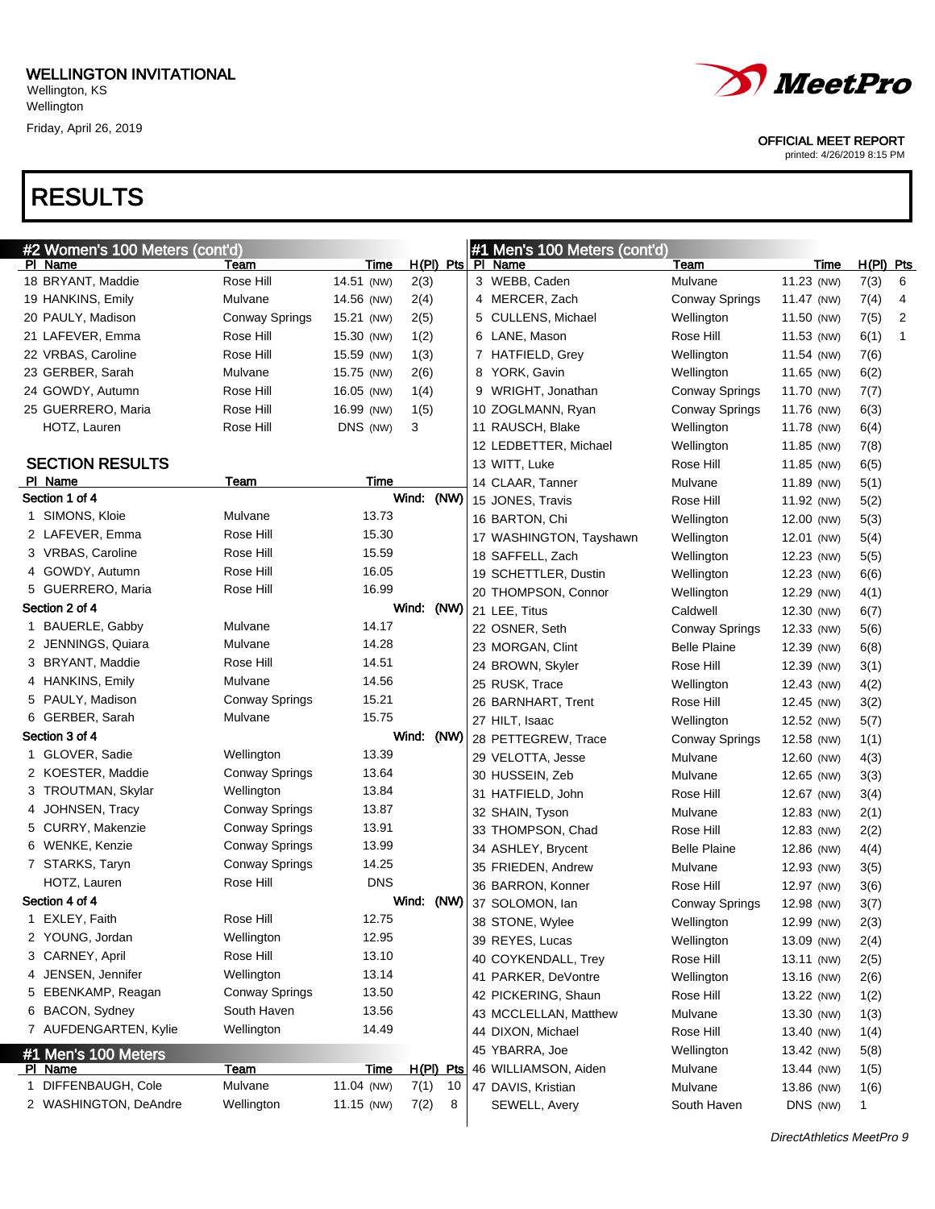WELLINGTON INVITATIONAL
Wellington, KS
Wellington
Friday, April 26, 2019

OFFICIAL MEET REPORT
printed: 4/26/2019 8:15 PM

# RESULTS

## #2 Women's 100 Meters (cont'd)

| Pl | Name | Team | Time | | H(Pl) | Pts |
|---|---|---|---|---|---|---|
| 18 | BRYANT, Maddie | Rose Hill | 14.51 | (NW) | 2(3) | |
| 19 | HANKINS, Emily | Mulvane | 14.56 | (NW) | 2(4) | |
| 20 | PAULY, Madison | Conway Springs | 15.21 | (NW) | 2(5) | |
| 21 | LAFEVER, Emma | Rose Hill | 15.30 | (NW) | 1(2) | |
| 22 | VRBAS, Caroline | Rose Hill | 15.59 | (NW) | 1(3) | |
| 23 | GERBER, Sarah | Mulvane | 15.75 | (NW) | 2(6) | |
| 24 | GOWDY, Autumn | Rose Hill | 16.05 | (NW) | 1(4) | |
| 25 | GUERRERO, Maria | Rose Hill | 16.99 | (NW) | 1(5) | |
| | HOTZ, Lauren | Rose Hill | DNS | (NW) | 3 | |

### SECTION RESULTS

| Pl | Name | Team | Time |
|---|---|---|---|
| **Section 1 of 4** | | | **Wind: (NW)** |
| 1 | SIMONS, Kloie | Mulvane | 13.73 |
| 2 | LAFEVER, Emma | Rose Hill | 15.30 |
| 3 | VRBAS, Caroline | Rose Hill | 15.59 |
| 4 | GOWDY, Autumn | Rose Hill | 16.05 |
| 5 | GUERRERO, Maria | Rose Hill | 16.99 |
| **Section 2 of 4** | | | **Wind: (NW)** |
| 1 | BAUERLE, Gabby | Mulvane | 14.17 |
| 2 | JENNINGS, Quiara | Mulvane | 14.28 |
| 3 | BRYANT, Maddie | Rose Hill | 14.51 |
| 4 | HANKINS, Emily | Mulvane | 14.56 |
| 5 | PAULY, Madison | Conway Springs | 15.21 |
| 6 | GERBER, Sarah | Mulvane | 15.75 |
| **Section 3 of 4** | | | **Wind: (NW)** |
| 1 | GLOVER, Sadie | Wellington | 13.39 |
| 2 | KOESTER, Maddie | Conway Springs | 13.64 |
| 3 | TROUTMAN, Skylar | Wellington | 13.84 |
| 4 | JOHNSEN, Tracy | Conway Springs | 13.87 |
| 5 | CURRY, Makenzie | Conway Springs | 13.91 |
| 6 | WENKE, Kenzie | Conway Springs | 13.99 |
| 7 | STARKS, Taryn | Conway Springs | 14.25 |
| | HOTZ, Lauren | Rose Hill | DNS |
| **Section 4 of 4** | | | **Wind: (NW)** |
| 1 | EXLEY, Faith | Rose Hill | 12.75 |
| 2 | YOUNG, Jordan | Wellington | 12.95 |
| 3 | CARNEY, April | Rose Hill | 13.10 |
| 4 | JENSEN, Jennifer | Wellington | 13.14 |
| 5 | EBENKAMP, Reagan | Conway Springs | 13.50 |
| 6 | BACON, Sydney | South Haven | 13.56 |
| 7 | AUFDENGARTEN, Kylie | Wellington | 14.49 |

## #1 Men's 100 Meters

| Pl | Name | Team | Time | | H(Pl) | Pts |
|---|---|---|---|---|---|---|
| 1 | DIFFENBAUGH, Cole | Mulvane | 11.04 | (NW) | 7(1) | 10 |
| 2 | WASHINGTON, DeAndre | Wellington | 11.15 | (NW) | 7(2) | 8 |
| 3 | WEBB, Caden | Mulvane | 11.23 | (NW) | 7(3) | 6 |
| 4 | MERCER, Zach | Conway Springs | 11.47 | (NW) | 7(4) | 4 |
| 5 | CULLENS, Michael | Wellington | 11.50 | (NW) | 7(5) | 2 |
| 6 | LANE, Mason | Rose Hill | 11.53 | (NW) | 6(1) | 1 |
| 7 | HATFIELD, Grey | Wellington | 11.54 | (NW) | 7(6) | |
| 8 | YORK, Gavin | Wellington | 11.65 | (NW) | 6(2) | |
| 9 | WRIGHT, Jonathan | Conway Springs | 11.70 | (NW) | 7(7) | |
| 10 | ZOGLMANN, Ryan | Conway Springs | 11.76 | (NW) | 6(3) | |
| 11 | RAUSCH, Blake | Wellington | 11.78 | (NW) | 6(4) | |
| 12 | LEDBETTER, Michael | Wellington | 11.85 | (NW) | 7(8) | |
| 13 | WITT, Luke | Rose Hill | 11.85 | (NW) | 6(5) | |
| 14 | CLAAR, Tanner | Mulvane | 11.89 | (NW) | 5(1) | |
| 15 | JONES, Travis | Rose Hill | 11.92 | (NW) | 5(2) | |
| 16 | BARTON, Chi | Wellington | 12.00 | (NW) | 5(3) | |
| 17 | WASHINGTON, Tayshawn | Wellington | 12.01 | (NW) | 5(4) | |
| 18 | SAFFELL, Zach | Wellington | 12.23 | (NW) | 5(5) | |
| 19 | SCHETTLER, Dustin | Wellington | 12.23 | (NW) | 6(6) | |
| 20 | THOMPSON, Connor | Wellington | 12.29 | (NW) | 4(1) | |
| 21 | LEE, Titus | Caldwell | 12.30 | (NW) | 6(7) | |
| 22 | OSNER, Seth | Conway Springs | 12.33 | (NW) | 5(6) | |
| 23 | MORGAN, Clint | Belle Plaine | 12.39 | (NW) | 6(8) | |
| 24 | BROWN, Skyler | Rose Hill | 12.39 | (NW) | 3(1) | |
| 25 | RUSK, Trace | Wellington | 12.43 | (NW) | 4(2) | |
| 26 | BARNHART, Trent | Rose Hill | 12.45 | (NW) | 3(2) | |
| 27 | HILT, Isaac | Wellington | 12.52 | (NW) | 5(7) | |
| 28 | PETTEGREW, Trace | Conway Springs | 12.58 | (NW) | 1(1) | |
| 29 | VELOTTA, Jesse | Mulvane | 12.60 | (NW) | 4(3) | |
| 30 | HUSSEIN, Zeb | Mulvane | 12.65 | (NW) | 3(3) | |
| 31 | HATFIELD, John | Rose Hill | 12.67 | (NW) | 3(4) | |
| 32 | SHAIN, Tyson | Mulvane | 12.83 | (NW) | 2(1) | |
| 33 | THOMPSON, Chad | Rose Hill | 12.83 | (NW) | 2(2) | |
| 34 | ASHLEY, Brycent | Belle Plaine | 12.86 | (NW) | 4(4) | |
| 35 | FRIEDEN, Andrew | Mulvane | 12.93 | (NW) | 3(5) | |
| 36 | BARRON, Konner | Rose Hill | 12.97 | (NW) | 3(6) | |
| 37 | SOLOMON, Ian | Conway Springs | 12.98 | (NW) | 3(7) | |
| 38 | STONE, Wylee | Wellington | 12.99 | (NW) | 2(3) | |
| 39 | REYES, Lucas | Wellington | 13.09 | (NW) | 2(4) | |
| 40 | COYKENDALL, Trey | Rose Hill | 13.11 | (NW) | 2(5) | |
| 41 | PARKER, DeVontre | Wellington | 13.16 | (NW) | 2(6) | |
| 42 | PICKERING, Shaun | Rose Hill | 13.22 | (NW) | 1(2) | |
| 43 | MCCLELLAN, Matthew | Mulvane | 13.30 | (NW) | 1(3) | |
| 44 | DIXON, Michael | Rose Hill | 13.40 | (NW) | 1(4) | |
| 45 | YBARRA, Joe | Wellington | 13.42 | (NW) | 5(8) | |
| 46 | WILLIAMSON, Aiden | Mulvane | 13.44 | (NW) | 1(5) | |
| 47 | DAVIS, Kristian | Mulvane | 13.86 | (NW) | 1(6) | |
| | SEWELL, Avery | South Haven | DNS | (NW) | 1 | |

*DirectAthletics MeetPro 9*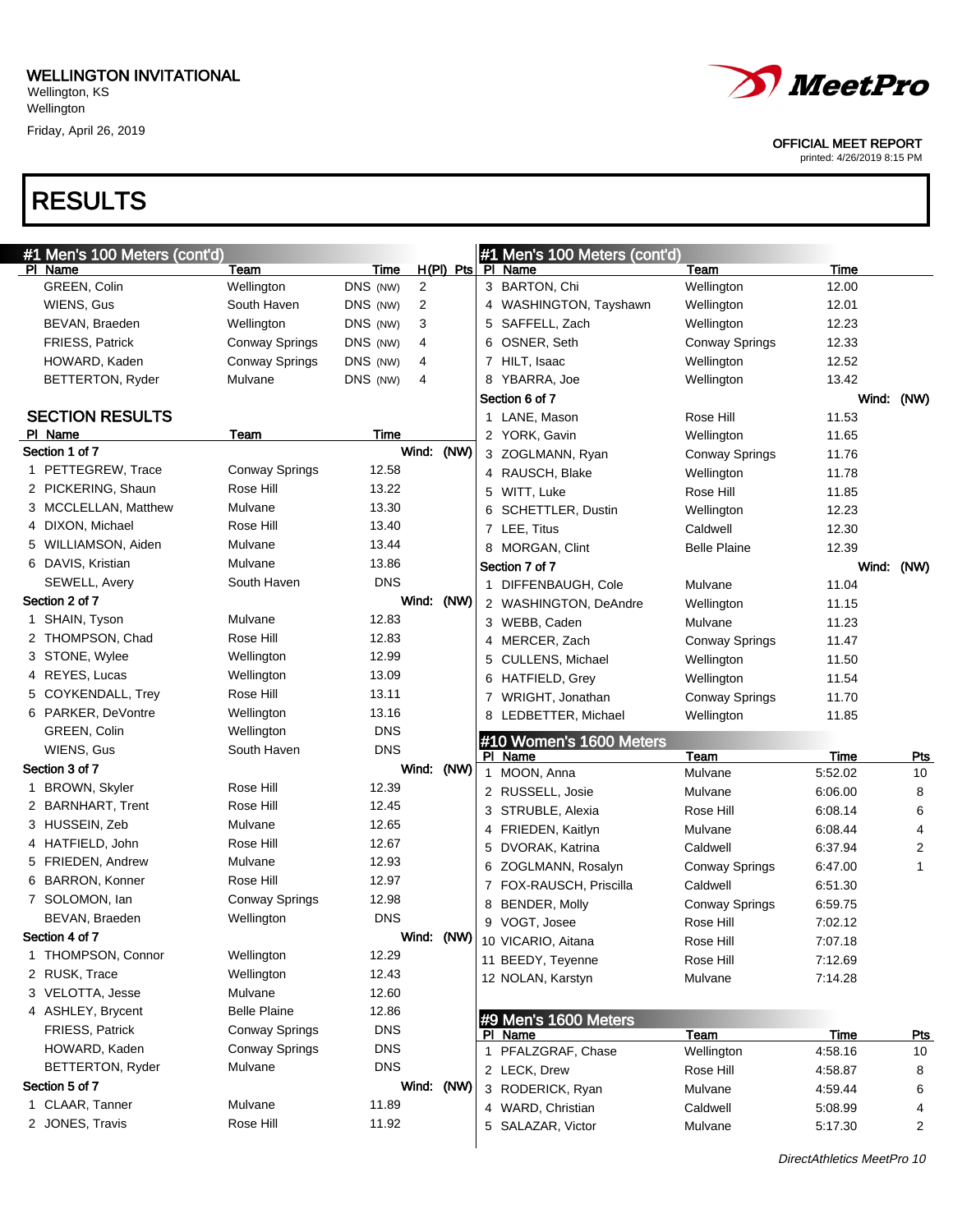# WELLINGTON INVITATIONAL

Wellington, KS
Wellington
Friday, April 26, 2019

OFFICIAL MEET REPORT
printed: 4/26/2019 8:15 PM

# RESULTS

## #1 Men's 100 Meters (cont'd)

| Pl | Name | Team | Time | H(Pl) | Pts |
|---|---|---|---|---|---|
| | GREEN, Colin | Wellington | DNS (NW) | 2 | |
| | WIENS, Gus | South Haven | DNS (NW) | 2 | |
| | BEVAN, Braeden | Wellington | DNS (NW) | 3 | |
| | FRIESS, Patrick | Conway Springs | DNS (NW) | 4 | |
| | HOWARD, Kaden | Conway Springs | DNS (NW) | 4 | |
| | BETTERTON, Ryder | Mulvane | DNS (NW) | 4 | |

### SECTION RESULTS

| Pl | Name | Team | Time |
|---|---|---|---|
| **Section 1 of 7** | | Wind: | (NW) |
| 1 | PETTEGREW, Trace | Conway Springs | 12.58 |
| 2 | PICKERING, Shaun | Rose Hill | 13.22 |
| 3 | MCCLELLAN, Matthew | Mulvane | 13.30 |
| 4 | DIXON, Michael | Rose Hill | 13.40 |
| 5 | WILLIAMSON, Aiden | Mulvane | 13.44 |
| 6 | DAVIS, Kristian | Mulvane | 13.86 |
| | SEWELL, Avery | South Haven | DNS |
| **Section 2 of 7** | | Wind: | (NW) |
| 1 | SHAIN, Tyson | Mulvane | 12.83 |
| 2 | THOMPSON, Chad | Rose Hill | 12.83 |
| 3 | STONE, Wylee | Wellington | 12.99 |
| 4 | REYES, Lucas | Wellington | 13.09 |
| 5 | COYKENDALL, Trey | Rose Hill | 13.11 |
| 6 | PARKER, DeVontre | Wellington | 13.16 |
| | GREEN, Colin | Wellington | DNS |
| | WIENS, Gus | South Haven | DNS |
| **Section 3 of 7** | | Wind: | (NW) |
| 1 | BROWN, Skyler | Rose Hill | 12.39 |
| 2 | BARNHART, Trent | Rose Hill | 12.45 |
| 3 | HUSSEIN, Zeb | Mulvane | 12.65 |
| 4 | HATFIELD, John | Rose Hill | 12.67 |
| 5 | FRIEDEN, Andrew | Mulvane | 12.93 |
| 6 | BARRON, Konner | Rose Hill | 12.97 |
| 7 | SOLOMON, Ian | Conway Springs | 12.98 |
| | BEVAN, Braeden | Wellington | DNS |
| **Section 4 of 7** | | Wind: | (NW) |
| 1 | THOMPSON, Connor | Wellington | 12.29 |
| 2 | RUSK, Trace | Wellington | 12.43 |
| 3 | VELOTTA, Jesse | Mulvane | 12.60 |
| 4 | ASHLEY, Brycent | Belle Plaine | 12.86 |
| | FRIESS, Patrick | Conway Springs | DNS |
| | HOWARD, Kaden | Conway Springs | DNS |
| | BETTERTON, Ryder | Mulvane | DNS |
| **Section 5 of 7** | | Wind: | (NW) |
| 1 | CLAAR, Tanner | Mulvane | 11.89 |
| 2 | JONES, Travis | Rose Hill | 11.92 |
| 3 | BARTON, Chi | Wellington | 12.00 |
| 4 | WASHINGTON, Tayshawn | Wellington | 12.01 |
| 5 | SAFFELL, Zach | Wellington | 12.23 |
| 6 | OSNER, Seth | Conway Springs | 12.33 |
| 7 | HILT, Isaac | Wellington | 12.52 |
| 8 | YBARRA, Joe | Wellington | 13.42 |
| **Section 6 of 7** | | Wind: | (NW) |
| 1 | LANE, Mason | Rose Hill | 11.53 |
| 2 | YORK, Gavin | Wellington | 11.65 |
| 3 | ZOGLMANN, Ryan | Conway Springs | 11.76 |
| 4 | RAUSCH, Blake | Wellington | 11.78 |
| 5 | WITT, Luke | Rose Hill | 11.85 |
| 6 | SCHETTLER, Dustin | Wellington | 12.23 |
| 7 | LEE, Titus | Caldwell | 12.30 |
| 8 | MORGAN, Clint | Belle Plaine | 12.39 |
| **Section 7 of 7** | | Wind: | (NW) |
| 1 | DIFFENBAUGH, Cole | Mulvane | 11.04 |
| 2 | WASHINGTON, DeAndre | Wellington | 11.15 |
| 3 | WEBB, Caden | Mulvane | 11.23 |
| 4 | MERCER, Zach | Conway Springs | 11.47 |
| 5 | CULLENS, Michael | Wellington | 11.50 |
| 6 | HATFIELD, Grey | Wellington | 11.54 |
| 7 | WRIGHT, Jonathan | Conway Springs | 11.70 |
| 8 | LEDBETTER, Michael | Wellington | 11.85 |

## #10 Women's 1600 Meters

| Pl | Name | Team | Time | Pts |
|---|---|---|---|---|
| 1 | MOON, Anna | Mulvane | 5:52.02 | 10 |
| 2 | RUSSELL, Josie | Mulvane | 6:06.00 | 8 |
| 3 | STRUBLE, Alexia | Rose Hill | 6:08.14 | 6 |
| 4 | FRIEDEN, Kaitlyn | Mulvane | 6:08.44 | 4 |
| 5 | DVORAK, Katrina | Caldwell | 6:37.94 | 2 |
| 6 | ZOGLMANN, Rosalyn | Conway Springs | 6:47.00 | 1 |
| 7 | FOX-RAUSCH, Priscilla | Caldwell | 6:51.30 | |
| 8 | BENDER, Molly | Conway Springs | 6:59.75 | |
| 9 | VOGT, Josee | Rose Hill | 7:02.12 | |
| 10 | VICARIO, Aitana | Rose Hill | 7:07.18 | |
| 11 | BEEDY, Teyenne | Rose Hill | 7:12.69 | |
| 12 | NOLAN, Karstyn | Mulvane | 7:14.28 | |

## #9 Men's 1600 Meters

| Pl | Name | Team | Time | Pts |
|---|---|---|---|---|
| 1 | PFALZGRAF, Chase | Wellington | 4:58.16 | 10 |
| 2 | LECK, Drew | Rose Hill | 4:58.87 | 8 |
| 3 | RODERICK, Ryan | Mulvane | 4:59.44 | 6 |
| 4 | WARD, Christian | Caldwell | 5:08.99 | 4 |
| 5 | SALAZAR, Victor | Mulvane | 5:17.30 | 2 |

*DirectAthletics MeetPro 10*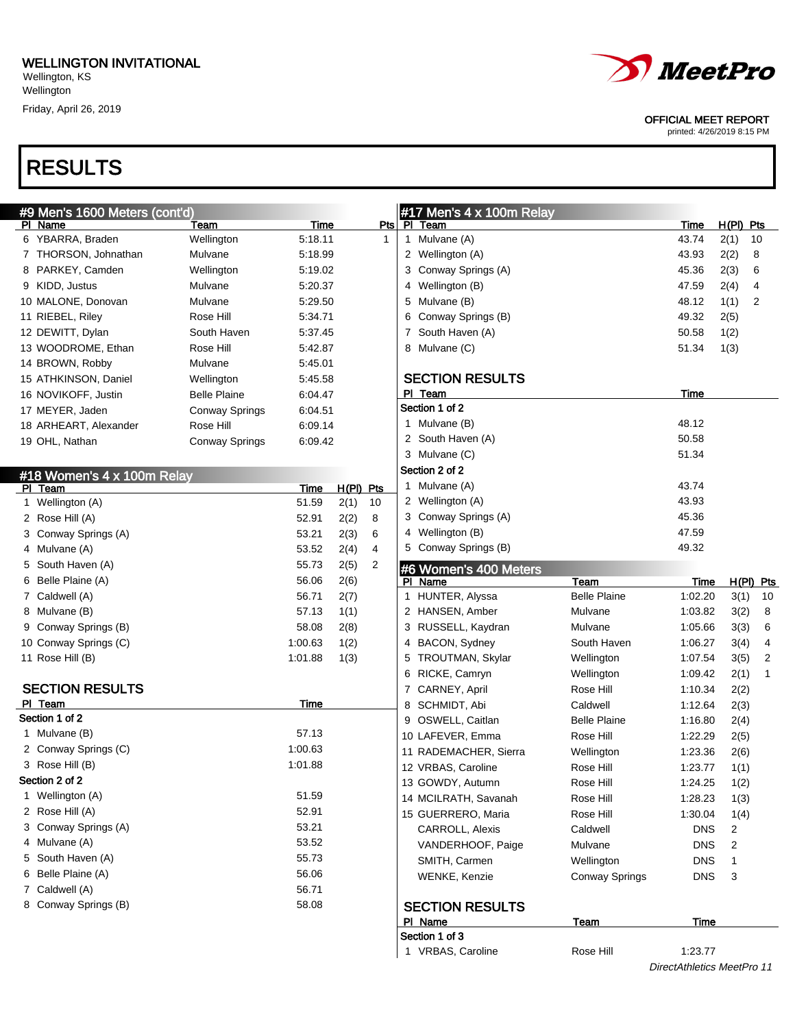WELLINGTON INVITATIONAL
Wellington, KS
Wellington
Friday, April 26, 2019

OFFICIAL MEET REPORT
printed: 4/26/2019 8:15 PM

# RESULTS

## #9 Men's 1600 Meters (cont'd)

| Pl | Name | Team | Time | Pts |
|---|---|---|---|---|
| 6 | YBARRA, Braden | Wellington | 5:18.11 | 1 |
| 7 | THORSON, Johnathan | Mulvane | 5:18.99 | |
| 8 | PARKEY, Camden | Wellington | 5:19.02 | |
| 9 | KIDD, Justus | Mulvane | 5:20.37 | |
| 10 | MALONE, Donovan | Mulvane | 5:29.50 | |
| 11 | RIEBEL, Riley | Rose Hill | 5:34.71 | |
| 12 | DEWITT, Dylan | South Haven | 5:37.45 | |
| 13 | WOODROME, Ethan | Rose Hill | 5:42.87 | |
| 14 | BROWN, Robby | Mulvane | 5:45.01 | |
| 15 | ATHKINSON, Daniel | Wellington | 5:45.58 | |
| 16 | NOVIKOFF, Justin | Belle Plaine | 6:04.47 | |
| 17 | MEYER, Jaden | Conway Springs | 6:04.51 | |
| 18 | ARHEART, Alexander | Rose Hill | 6:09.14 | |
| 19 | OHL, Nathan | Conway Springs | 6:09.42 | |

## #18 Women's 4 x 100m Relay

| Pl | Team | Time | H(Pl) | Pts |
|---|---|---|---|---|
| 1 | Wellington (A) | 51.59 | 2(1) | 10 |
| 2 | Rose Hill (A) | 52.91 | 2(2) | 8 |
| 3 | Conway Springs (A) | 53.21 | 2(3) | 6 |
| 4 | Mulvane (A) | 53.52 | 2(4) | 4 |
| 5 | South Haven (A) | 55.73 | 2(5) | 2 |
| 6 | Belle Plaine (A) | 56.06 | 2(6) | |
| 7 | Caldwell (A) | 56.71 | 2(7) | |
| 8 | Mulvane (B) | 57.13 | 1(1) | |
| 9 | Conway Springs (B) | 58.08 | 2(8) | |
| 10 | Conway Springs (C) | 1:00.63 | 1(2) | |
| 11 | Rose Hill (B) | 1:01.88 | 1(3) | |

### SECTION RESULTS

| Pl | Team | Time |
|---|---|---|
| **Section 1 of 2** | | |
| 1 | Mulvane (B) | 57.13 |
| 2 | Conway Springs (C) | 1:00.63 |
| 3 | Rose Hill (B) | 1:01.88 |
| **Section 2 of 2** | | |
| 1 | Wellington (A) | 51.59 |
| 2 | Rose Hill (A) | 52.91 |
| 3 | Conway Springs (A) | 53.21 |
| 4 | Mulvane (A) | 53.52 |
| 5 | South Haven (A) | 55.73 |
| 6 | Belle Plaine (A) | 56.06 |
| 7 | Caldwell (A) | 56.71 |
| 8 | Conway Springs (B) | 58.08 |

## #17 Men's 4 x 100m Relay

| Pl | Team | Time | H(Pl) | Pts |
|---|---|---|---|---|
| 1 | Mulvane (A) | 43.74 | 2(1) | 10 |
| 2 | Wellington (A) | 43.93 | 2(2) | 8 |
| 3 | Conway Springs (A) | 45.36 | 2(3) | 6 |
| 4 | Wellington (B) | 47.59 | 2(4) | 4 |
| 5 | Mulvane (B) | 48.12 | 1(1) | 2 |
| 6 | Conway Springs (B) | 49.32 | 2(5) | |
| 7 | South Haven (A) | 50.58 | 1(2) | |
| 8 | Mulvane (C) | 51.34 | 1(3) | |

### SECTION RESULTS

| Pl | Team | Time |
|---|---|---|
| **Section 1 of 2** | | |
| 1 | Mulvane (B) | 48.12 |
| 2 | South Haven (A) | 50.58 |
| 3 | Mulvane (C) | 51.34 |
| **Section 2 of 2** | | |
| 1 | Mulvane (A) | 43.74 |
| 2 | Wellington (A) | 43.93 |
| 3 | Conway Springs (A) | 45.36 |
| 4 | Wellington (B) | 47.59 |
| 5 | Conway Springs (B) | 49.32 |

## #6 Women's 400 Meters

| Pl | Name | Team | Time | H(Pl) | Pts |
|---|---|---|---|---|---|
| 1 | HUNTER, Alyssa | Belle Plaine | 1:02.20 | 3(1) | 10 |
| 2 | HANSEN, Amber | Mulvane | 1:03.82 | 3(2) | 8 |
| 3 | RUSSELL, Kaydran | Mulvane | 1:05.66 | 3(3) | 6 |
| 4 | BACON, Sydney | South Haven | 1:06.27 | 3(4) | 4 |
| 5 | TROUTMAN, Skylar | Wellington | 1:07.54 | 3(5) | 2 |
| 6 | RICKE, Camryn | Wellington | 1:09.42 | 2(1) | 1 |
| 7 | CARNEY, April | Rose Hill | 1:10.34 | 2(2) | |
| 8 | SCHMIDT, Abi | Caldwell | 1:12.64 | 2(3) | |
| 9 | OSWELL, Caitlan | Belle Plaine | 1:16.80 | 2(4) | |
| 10 | LAFEVER, Emma | Rose Hill | 1:22.29 | 2(5) | |
| 11 | RADEMACHER, Sierra | Wellington | 1:23.36 | 2(6) | |
| 12 | VRBAS, Caroline | Rose Hill | 1:23.77 | 1(1) | |
| 13 | GOWDY, Autumn | Rose Hill | 1:24.25 | 1(2) | |
| 14 | MCILRATH, Savanah | Rose Hill | 1:28.23 | 1(3) | |
| 15 | GUERRERO, Maria | Rose Hill | 1:30.04 | 1(4) | |
| | CARROLL, Alexis | Caldwell | DNS | 2 | |
| | VANDERHOOF, Paige | Mulvane | DNS | 2 | |
| | SMITH, Carmen | Wellington | DNS | 1 | |
| | WENKE, Kenzie | Conway Springs | DNS | 3 | |

### SECTION RESULTS

| Pl | Name | Team | Time |
|---|---|---|---|
| **Section 1 of 3** | | | |
| 1 | VRBAS, Caroline | Rose Hill | 1:23.77 |

DirectAthletics MeetPro 11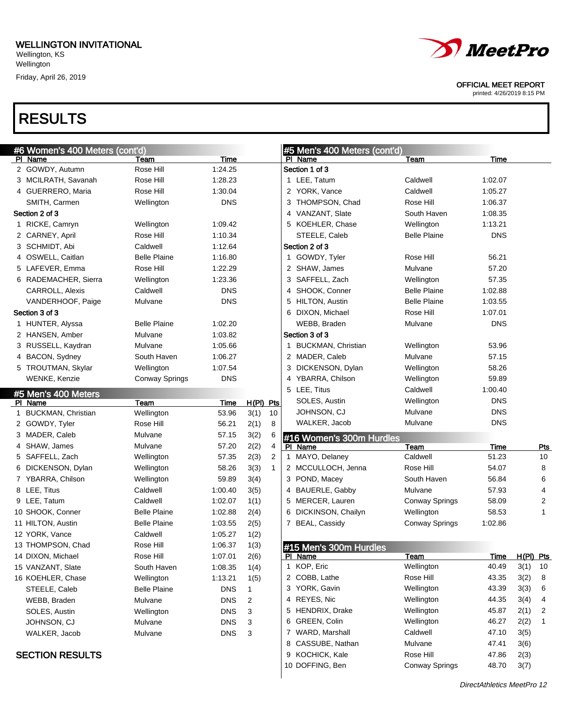WELLINGTON INVITATIONAL
Wellington, KS
Wellington
Friday, April 26, 2019

OFFICIAL MEET REPORT
printed: 4/26/2019 8:15 PM

# RESULTS

## #6 Women's 400 Meters (cont'd)

| Pl | Name | Team | Time |
|---|---|---|---|
| 2 | GOWDY, Autumn | Rose Hill | 1:24.25 |
| 3 | MCILRATH, Savanah | Rose Hill | 1:28.23 |
| 4 | GUERRERO, Maria | Rose Hill | 1:30.04 |
| | SMITH, Carmen | Wellington | DNS |
| **Section 2 of 3** | | | |
| 1 | RICKE, Camryn | Wellington | 1:09.42 |
| 2 | CARNEY, April | Rose Hill | 1:10.34 |
| 3 | SCHMIDT, Abi | Caldwell | 1:12.64 |
| 4 | OSWELL, Caitlan | Belle Plaine | 1:16.80 |
| 5 | LAFEVER, Emma | Rose Hill | 1:22.29 |
| 6 | RADEMACHER, Sierra | Wellington | 1:23.36 |
| | CARROLL, Alexis | Caldwell | DNS |
| | VANDERHOOF, Paige | Mulvane | DNS |
| **Section 3 of 3** | | | |
| 1 | HUNTER, Alyssa | Belle Plaine | 1:02.20 |
| 2 | HANSEN, Amber | Mulvane | 1:03.82 |
| 3 | RUSSELL, Kaydran | Mulvane | 1:05.66 |
| 4 | BACON, Sydney | South Haven | 1:06.27 |
| 5 | TROUTMAN, Skylar | Wellington | 1:07.54 |
| | WENKE, Kenzie | Conway Springs | DNS |

## #5 Men's 400 Meters

| Pl | Name | Team | Time | H(Pl) | Pts |
|---|---|---|---|---|---|
| 1 | BUCKMAN, Christian | Wellington | 53.96 | 3(1) | 10 |
| 2 | GOWDY, Tyler | Rose Hill | 56.21 | 2(1) | 8 |
| 3 | MADER, Caleb | Mulvane | 57.15 | 3(2) | 6 |
| 4 | SHAW, James | Mulvane | 57.20 | 2(2) | 4 |
| 5 | SAFFELL, Zach | Wellington | 57.35 | 2(3) | 2 |
| 6 | DICKENSON, Dylan | Wellington | 58.26 | 3(3) | 1 |
| 7 | YBARRA, Chilson | Wellington | 59.89 | 3(4) | |
| 8 | LEE, Titus | Caldwell | 1:00.40 | 3(5) | |
| 9 | LEE, Tatum | Caldwell | 1:02.07 | 1(1) | |
| 10 | SHOOK, Conner | Belle Plaine | 1:02.88 | 2(4) | |
| 11 | HILTON, Austin | Belle Plaine | 1:03.55 | 2(5) | |
| 12 | YORK, Vance | Caldwell | 1:05.27 | 1(2) | |
| 13 | THOMPSON, Chad | Rose Hill | 1:06.37 | 1(3) | |
| 14 | DIXON, Michael | Rose Hill | 1:07.01 | 2(6) | |
| 15 | VANZANT, Slate | South Haven | 1:08.35 | 1(4) | |
| 16 | KOEHLER, Chase | Wellington | 1:13.21 | 1(5) | |
| | STEELE, Caleb | Belle Plaine | DNS | 1 | |
| | WEBB, Braden | Mulvane | DNS | 2 | |
| | SOLES, Austin | Wellington | DNS | 3 | |
| | JOHNSON, CJ | Mulvane | DNS | 3 | |
| | WALKER, Jacob | Mulvane | DNS | 3 | |

### SECTION RESULTS

## #5 Men's 400 Meters (cont'd)

| Pl | Name | Team | Time |
|---|---|---|---|
| **Section 1 of 3** | | | |
| 1 | LEE, Tatum | Caldwell | 1:02.07 |
| 2 | YORK, Vance | Caldwell | 1:05.27 |
| 3 | THOMPSON, Chad | Rose Hill | 1:06.37 |
| 4 | VANZANT, Slate | South Haven | 1:08.35 |
| 5 | KOEHLER, Chase | Wellington | 1:13.21 |
| | STEELE, Caleb | Belle Plaine | DNS |
| **Section 2 of 3** | | | |
| 1 | GOWDY, Tyler | Rose Hill | 56.21 |
| 2 | SHAW, James | Mulvane | 57.20 |
| 3 | SAFFELL, Zach | Wellington | 57.35 |
| 4 | SHOOK, Conner | Belle Plaine | 1:02.88 |
| 5 | HILTON, Austin | Belle Plaine | 1:03.55 |
| 6 | DIXON, Michael | Rose Hill | 1:07.01 |
| | WEBB, Braden | Mulvane | DNS |
| **Section 3 of 3** | | | |
| 1 | BUCKMAN, Christian | Wellington | 53.96 |
| 2 | MADER, Caleb | Mulvane | 57.15 |
| 3 | DICKENSON, Dylan | Wellington | 58.26 |
| 4 | YBARRA, Chilson | Wellington | 59.89 |
| 5 | LEE, Titus | Caldwell | 1:00.40 |
| | SOLES, Austin | Wellington | DNS |
| | JOHNSON, CJ | Mulvane | DNS |
| | WALKER, Jacob | Mulvane | DNS |

## #16 Women's 300m Hurdles

| Pl | Name | Team | Time | Pts |
|---|---|---|---|---|
| 1 | MAYO, Delaney | Caldwell | 51.23 | 10 |
| 2 | MCCULLOCH, Jenna | Rose Hill | 54.07 | 8 |
| 3 | POND, Macey | South Haven | 56.84 | 6 |
| 4 | BAUERLE, Gabby | Mulvane | 57.93 | 4 |
| 5 | MERCER, Lauren | Conway Springs | 58.09 | 2 |
| 6 | DICKINSON, Chailyn | Wellington | 58.53 | 1 |
| 7 | BEAL, Cassidy | Conway Springs | 1:02.86 | |

## #15 Men's 300m Hurdles

| Pl | Name | Team | Time | H(Pl) | Pts |
|---|---|---|---|---|---|
| 1 | KOP, Eric | Wellington | 40.49 | 3(1) | 10 |
| 2 | COBB, Lathe | Rose Hill | 43.35 | 3(2) | 8 |
| 3 | YORK, Gavin | Wellington | 43.39 | 3(3) | 6 |
| 4 | REYES, Nic | Wellington | 44.35 | 3(4) | 4 |
| 5 | HENDRIX, Drake | Wellington | 45.87 | 2(1) | 2 |
| 6 | GREEN, Colin | Wellington | 46.27 | 2(2) | 1 |
| 7 | WARD, Marshall | Caldwell | 47.10 | 3(5) | |
| 8 | CASSUBE, Nathan | Mulvane | 47.41 | 3(6) | |
| 9 | KOCHICK, Kale | Rose Hill | 47.86 | 2(3) | |
| 10 | DOFFING, Ben | Conway Springs | 48.70 | 3(7) | |

*DirectAthletics MeetPro 12*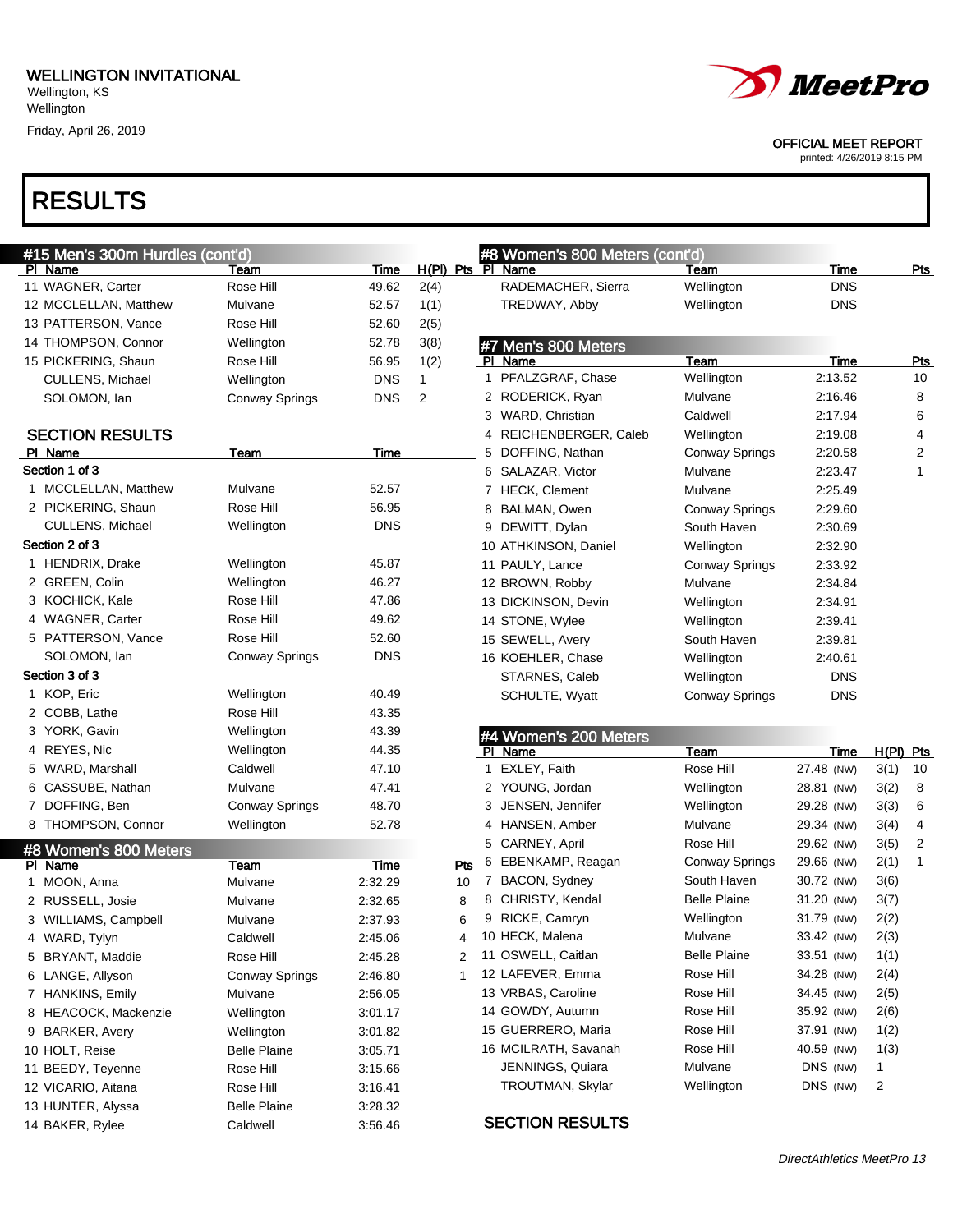WELLINGTON INVITATIONAL
Wellington, KS
Wellington
Friday, April 26, 2019

OFFICIAL MEET REPORT
printed: 4/26/2019 8:15 PM

# RESULTS

## #15 Men's 300m Hurdles (cont'd)

| Pl | Name | Team | Time | H(Pl) | Pts |
|---|---|---|---|---|---|
| 11 | WAGNER, Carter | Rose Hill | 49.62 | 2(4) | |
| 12 | MCCLELLAN, Matthew | Mulvane | 52.57 | 1(1) | |
| 13 | PATTERSON, Vance | Rose Hill | 52.60 | 2(5) | |
| 14 | THOMPSON, Connor | Wellington | 52.78 | 3(8) | |
| 15 | PICKERING, Shaun | Rose Hill | 56.95 | 1(2) | |
| | CULLENS, Michael | Wellington | DNS | 1 | |
| | SOLOMON, Ian | Conway Springs | DNS | 2 | |

### SECTION RESULTS

| Pl | Name | Team | Time |
|---|---|---|---|
| **Section 1 of 3** | | | |
| 1 | MCCLELLAN, Matthew | Mulvane | 52.57 |
| 2 | PICKERING, Shaun | Rose Hill | 56.95 |
| | CULLENS, Michael | Wellington | DNS |
| **Section 2 of 3** | | | |
| 1 | HENDRIX, Drake | Wellington | 45.87 |
| 2 | GREEN, Colin | Wellington | 46.27 |
| 3 | KOCHICK, Kale | Rose Hill | 47.86 |
| 4 | WAGNER, Carter | Rose Hill | 49.62 |
| 5 | PATTERSON, Vance | Rose Hill | 52.60 |
| | SOLOMON, Ian | Conway Springs | DNS |
| **Section 3 of 3** | | | |
| 1 | KOP, Eric | Wellington | 40.49 |
| 2 | COBB, Lathe | Rose Hill | 43.35 |
| 3 | YORK, Gavin | Wellington | 43.39 |
| 4 | REYES, Nic | Wellington | 44.35 |
| 5 | WARD, Marshall | Caldwell | 47.10 |
| 6 | CASSUBE, Nathan | Mulvane | 47.41 |
| 7 | DOFFING, Ben | Conway Springs | 48.70 |
| 8 | THOMPSON, Connor | Wellington | 52.78 |

## #8 Women's 800 Meters

| Pl | Name | Team | Time | Pts |
|---|---|---|---|---|
| 1 | MOON, Anna | Mulvane | 2:32.29 | 10 |
| 2 | RUSSELL, Josie | Mulvane | 2:32.65 | 8 |
| 3 | WILLIAMS, Campbell | Mulvane | 2:37.93 | 6 |
| 4 | WARD, Tylyn | Caldwell | 2:45.06 | 4 |
| 5 | BRYANT, Maddie | Rose Hill | 2:45.28 | 2 |
| 6 | LANGE, Allyson | Conway Springs | 2:46.80 | 1 |
| 7 | HANKINS, Emily | Mulvane | 2:56.05 | |
| 8 | HEACOCK, Mackenzie | Wellington | 3:01.17 | |
| 9 | BARKER, Avery | Wellington | 3:01.82 | |
| 10 | HOLT, Reise | Belle Plaine | 3:05.71 | |
| 11 | BEEDY, Teyenne | Rose Hill | 3:15.66 | |
| 12 | VICARIO, Aitana | Rose Hill | 3:16.41 | |
| 13 | HUNTER, Alyssa | Belle Plaine | 3:28.32 | |
| 14 | BAKER, Rylee | Caldwell | 3:56.46 | |

## #8 Women's 800 Meters (cont'd)

| Pl | Name | Team | Time | Pts |
|---|---|---|---|---|
| | RADEMACHER, Sierra | Wellington | DNS | |
| | TREDWAY, Abby | Wellington | DNS | |

## #7 Men's 800 Meters

| Pl | Name | Team | Time | Pts |
|---|---|---|---|---|
| 1 | PFALZGRAF, Chase | Wellington | 2:13.52 | 10 |
| 2 | RODERICK, Ryan | Mulvane | 2:16.46 | 8 |
| 3 | WARD, Christian | Caldwell | 2:17.94 | 6 |
| 4 | REICHENBERGER, Caleb | Wellington | 2:19.08 | 4 |
| 5 | DOFFING, Nathan | Conway Springs | 2:20.58 | 2 |
| 6 | SALAZAR, Victor | Mulvane | 2:23.47 | 1 |
| 7 | HECK, Clement | Mulvane | 2:25.49 | |
| 8 | BALMAN, Owen | Conway Springs | 2:29.60 | |
| 9 | DEWITT, Dylan | South Haven | 2:30.69 | |
| 10 | ATHKINSON, Daniel | Wellington | 2:32.90 | |
| 11 | PAULY, Lance | Conway Springs | 2:33.92 | |
| 12 | BROWN, Robby | Mulvane | 2:34.84 | |
| 13 | DICKINSON, Devin | Wellington | 2:34.91 | |
| 14 | STONE, Wylee | Wellington | 2:39.41 | |
| 15 | SEWELL, Avery | South Haven | 2:39.81 | |
| 16 | KOEHLER, Chase | Wellington | 2:40.61 | |
| | STARNES, Caleb | Wellington | DNS | |
| | SCHULTE, Wyatt | Conway Springs | DNS | |

## #4 Women's 200 Meters

| Pl | Name | Team | Time | H(Pl) | Pts |
|---|---|---|---|---|---|
| 1 | EXLEY, Faith | Rose Hill | 27.48 (NW) | 3(1) | 10 |
| 2 | YOUNG, Jordan | Wellington | 28.81 (NW) | 3(2) | 8 |
| 3 | JENSEN, Jennifer | Wellington | 29.28 (NW) | 3(3) | 6 |
| 4 | HANSEN, Amber | Mulvane | 29.34 (NW) | 3(4) | 4 |
| 5 | CARNEY, April | Rose Hill | 29.62 (NW) | 3(5) | 2 |
| 6 | EBENKAMP, Reagan | Conway Springs | 29.66 (NW) | 2(1) | 1 |
| 7 | BACON, Sydney | South Haven | 30.72 (NW) | 3(6) | |
| 8 | CHRISTY, Kendal | Belle Plaine | 31.20 (NW) | 3(7) | |
| 9 | RICKE, Camryn | Wellington | 31.79 (NW) | 2(2) | |
| 10 | HECK, Malena | Mulvane | 33.42 (NW) | 2(3) | |
| 11 | OSWELL, Caitlan | Belle Plaine | 33.51 (NW) | 1(1) | |
| 12 | LAFEVER, Emma | Rose Hill | 34.28 (NW) | 2(4) | |
| 13 | VRBAS, Caroline | Rose Hill | 34.45 (NW) | 2(5) | |
| 14 | GOWDY, Autumn | Rose Hill | 35.92 (NW) | 2(6) | |
| 15 | GUERRERO, Maria | Rose Hill | 37.91 (NW) | 1(2) | |
| 16 | MCILRATH, Savanah | Rose Hill | 40.59 (NW) | 1(3) | |
| | JENNINGS, Quiara | Mulvane | DNS (NW) | 1 | |
| | TROUTMAN, Skylar | Wellington | DNS (NW) | 2 | |

### SECTION RESULTS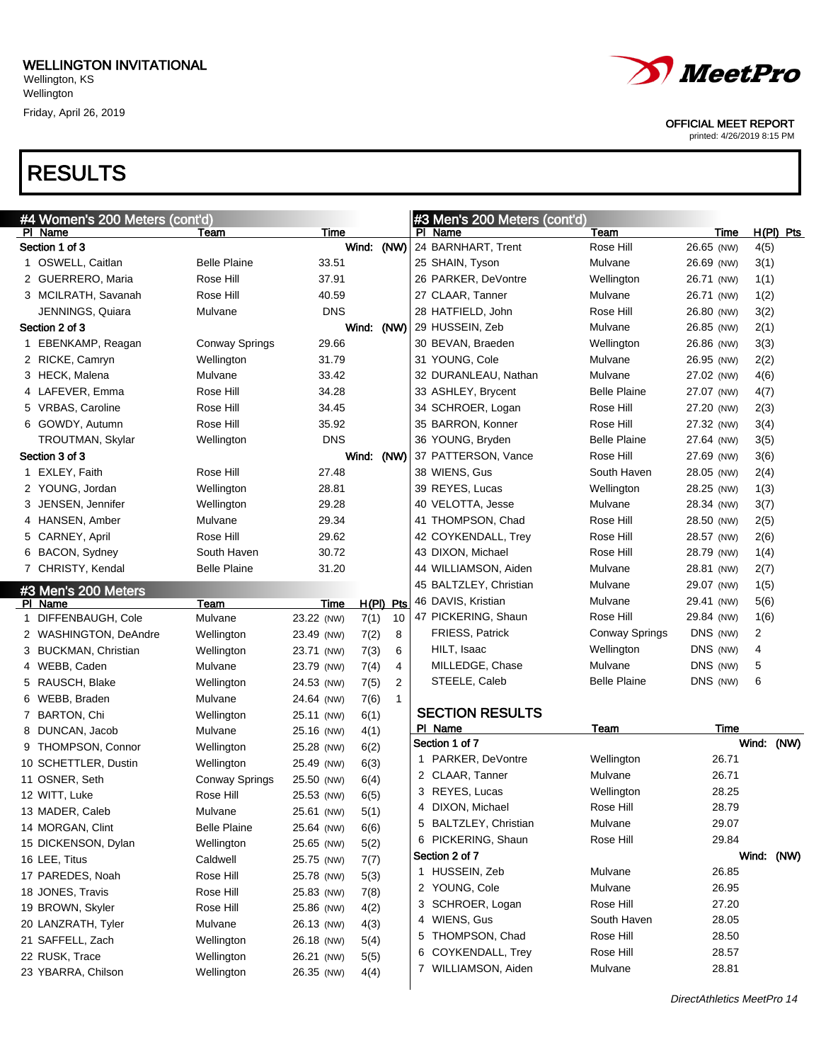WELLINGTON INVITATIONAL
Wellington, KS
Wellington
Friday, April 26, 2019

MeetPro

OFFICIAL MEET REPORT
printed: 4/26/2019 8:15 PM

# RESULTS

## #4 Women's 200 Meters (cont'd)

| Pl | Name | Team | Time |
|---|---|---|---|
| **Section 1 of 3** | | | Wind: (NW) |
| 1 | OSWELL, Caitlan | Belle Plaine | 33.51 |
| 2 | GUERRERO, Maria | Rose Hill | 37.91 |
| 3 | MCILRATH, Savanah | Rose Hill | 40.59 |
| | JENNINGS, Quiara | Mulvane | DNS |
| **Section 2 of 3** | | | Wind: (NW) |
| 1 | EBENKAMP, Reagan | Conway Springs | 29.66 |
| 2 | RICKE, Camryn | Wellington | 31.79 |
| 3 | HECK, Malena | Mulvane | 33.42 |
| 4 | LAFEVER, Emma | Rose Hill | 34.28 |
| 5 | VRBAS, Caroline | Rose Hill | 34.45 |
| 6 | GOWDY, Autumn | Rose Hill | 35.92 |
| | TROUTMAN, Skylar | Wellington | DNS |
| **Section 3 of 3** | | | Wind: (NW) |
| 1 | EXLEY, Faith | Rose Hill | 27.48 |
| 2 | YOUNG, Jordan | Wellington | 28.81 |
| 3 | JENSEN, Jennifer | Wellington | 29.28 |
| 4 | HANSEN, Amber | Mulvane | 29.34 |
| 5 | CARNEY, April | Rose Hill | 29.62 |
| 6 | BACON, Sydney | South Haven | 30.72 |
| 7 | CHRISTY, Kendal | Belle Plaine | 31.20 |

## #3 Men's 200 Meters

| Pl | Name | Team | Time | H(Pl) | Pts |
|---|---|---|---|---|---|
| 1 | DIFFENBAUGH, Cole | Mulvane | 23.22 (NW) | 7(1) | 10 |
| 2 | WASHINGTON, DeAndre | Wellington | 23.49 (NW) | 7(2) | 8 |
| 3 | BUCKMAN, Christian | Wellington | 23.71 (NW) | 7(3) | 6 |
| 4 | WEBB, Caden | Mulvane | 23.79 (NW) | 7(4) | 4 |
| 5 | RAUSCH, Blake | Wellington | 24.53 (NW) | 7(5) | 2 |
| 6 | WEBB, Braden | Mulvane | 24.64 (NW) | 7(6) | 1 |
| 7 | BARTON, Chi | Wellington | 25.11 (NW) | 6(1) | |
| 8 | DUNCAN, Jacob | Mulvane | 25.16 (NW) | 4(1) | |
| 9 | THOMPSON, Connor | Wellington | 25.28 (NW) | 6(2) | |
| 10 | SCHETTLER, Dustin | Wellington | 25.49 (NW) | 6(3) | |
| 11 | OSNER, Seth | Conway Springs | 25.50 (NW) | 6(4) | |
| 12 | WITT, Luke | Rose Hill | 25.53 (NW) | 6(5) | |
| 13 | MADER, Caleb | Mulvane | 25.61 (NW) | 5(1) | |
| 14 | MORGAN, Clint | Belle Plaine | 25.64 (NW) | 6(6) | |
| 15 | DICKENSON, Dylan | Wellington | 25.65 (NW) | 5(2) | |
| 16 | LEE, Titus | Caldwell | 25.75 (NW) | 7(7) | |
| 17 | PAREDES, Noah | Rose Hill | 25.78 (NW) | 5(3) | |
| 18 | JONES, Travis | Rose Hill | 25.83 (NW) | 7(8) | |
| 19 | BROWN, Skyler | Rose Hill | 25.86 (NW) | 4(2) | |
| 20 | LANZRATH, Tyler | Mulvane | 26.13 (NW) | 4(3) | |
| 21 | SAFFELL, Zach | Wellington | 26.18 (NW) | 5(4) | |
| 22 | RUSK, Trace | Wellington | 26.21 (NW) | 5(5) | |
| 23 | YBARRA, Chilson | Wellington | 26.35 (NW) | 4(4) | |
| 24 | BARNHART, Trent | Rose Hill | 26.65 (NW) | 4(5) | |
| 25 | SHAIN, Tyson | Mulvane | 26.69 (NW) | 3(1) | |
| 26 | PARKER, DeVontre | Wellington | 26.71 (NW) | 1(1) | |
| 27 | CLAAR, Tanner | Mulvane | 26.71 (NW) | 1(2) | |
| 28 | HATFIELD, John | Rose Hill | 26.80 (NW) | 3(2) | |
| 29 | HUSSEIN, Zeb | Mulvane | 26.85 (NW) | 2(1) | |
| 30 | BEVAN, Braeden | Wellington | 26.86 (NW) | 3(3) | |
| 31 | YOUNG, Cole | Mulvane | 26.95 (NW) | 2(2) | |
| 32 | DURANLEAU, Nathan | Mulvane | 27.02 (NW) | 4(6) | |
| 33 | ASHLEY, Brycent | Belle Plaine | 27.07 (NW) | 4(7) | |
| 34 | SCHROER, Logan | Rose Hill | 27.20 (NW) | 2(3) | |
| 35 | BARRON, Konner | Rose Hill | 27.32 (NW) | 3(4) | |
| 36 | YOUNG, Bryden | Belle Plaine | 27.64 (NW) | 3(5) | |
| 37 | PATTERSON, Vance | Rose Hill | 27.69 (NW) | 3(6) | |
| 38 | WIENS, Gus | South Haven | 28.05 (NW) | 2(4) | |
| 39 | REYES, Lucas | Wellington | 28.25 (NW) | 1(3) | |
| 40 | VELOTTA, Jesse | Mulvane | 28.34 (NW) | 3(7) | |
| 41 | THOMPSON, Chad | Rose Hill | 28.50 (NW) | 2(5) | |
| 42 | COYKENDALL, Trey | Rose Hill | 28.57 (NW) | 2(6) | |
| 43 | DIXON, Michael | Rose Hill | 28.79 (NW) | 1(4) | |
| 44 | WILLIAMSON, Aiden | Mulvane | 28.81 (NW) | 2(7) | |
| 45 | BALTZLEY, Christian | Mulvane | 29.07 (NW) | 1(5) | |
| 46 | DAVIS, Kristian | Mulvane | 29.41 (NW) | 5(6) | |
| 47 | PICKERING, Shaun | Rose Hill | 29.84 (NW) | 1(6) | |
| | FRIESS, Patrick | Conway Springs | DNS (NW) | 2 | |
| | HILT, Isaac | Wellington | DNS (NW) | 4 | |
| | MILLEDGE, Chase | Mulvane | DNS (NW) | 5 | |
| | STEELE, Caleb | Belle Plaine | DNS (NW) | 6 | |

### SECTION RESULTS

| Pl | Name | Team | Time |
|---|---|---|---|
| **Section 1 of 7** | | | Wind: (NW) |
| 1 | PARKER, DeVontre | Wellington | 26.71 |
| 2 | CLAAR, Tanner | Mulvane | 26.71 |
| 3 | REYES, Lucas | Wellington | 28.25 |
| 4 | DIXON, Michael | Rose Hill | 28.79 |
| 5 | BALTZLEY, Christian | Mulvane | 29.07 |
| 6 | PICKERING, Shaun | Rose Hill | 29.84 |
| **Section 2 of 7** | | | Wind: (NW) |
| 1 | HUSSEIN, Zeb | Mulvane | 26.85 |
| 2 | YOUNG, Cole | Mulvane | 26.95 |
| 3 | SCHROER, Logan | Rose Hill | 27.20 |
| 4 | WIENS, Gus | South Haven | 28.05 |
| 5 | THOMPSON, Chad | Rose Hill | 28.50 |
| 6 | COYKENDALL, Trey | Rose Hill | 28.57 |
| 7 | WILLIAMSON, Aiden | Mulvane | 28.81 |

*DirectAthletics MeetPro 14*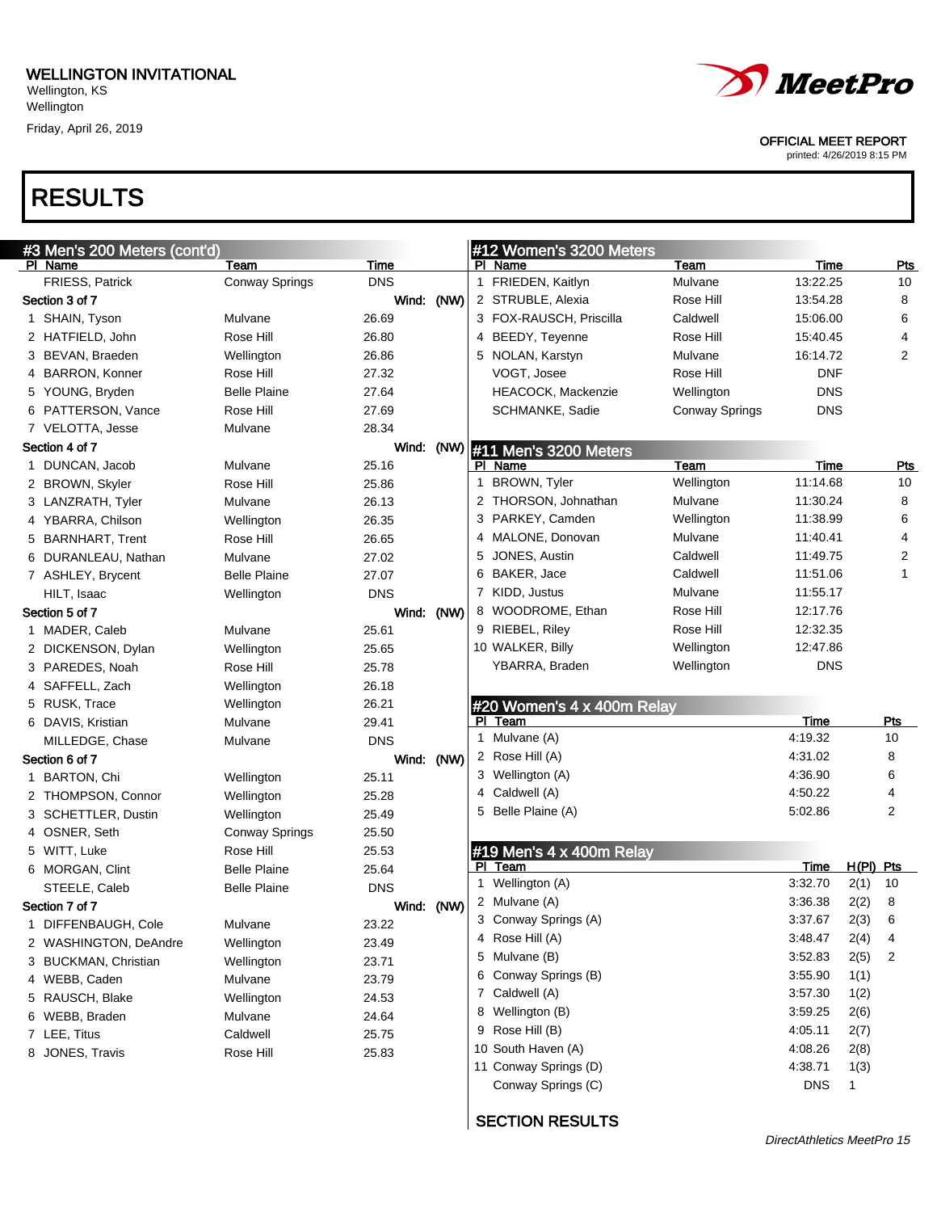WELLINGTON INVITATIONAL
Wellington, KS
Wellington
Friday, April 26, 2019

OFFICIAL MEET REPORT
printed: 4/26/2019 8:15 PM

# RESULTS

## #3 Men's 200 Meters (cont'd)

| Pl | Name | Team | Time |
|---|---|---|---|
| | FRIESS, Patrick | Conway Springs | DNS |
| **Section 3 of 7** | | | Wind: (NW) |
| 1 | SHAIN, Tyson | Mulvane | 26.69 |
| 2 | HATFIELD, John | Rose Hill | 26.80 |
| 3 | BEVAN, Braeden | Wellington | 26.86 |
| 4 | BARRON, Konner | Rose Hill | 27.32 |
| 5 | YOUNG, Bryden | Belle Plaine | 27.64 |
| 6 | PATTERSON, Vance | Rose Hill | 27.69 |
| 7 | VELOTTA, Jesse | Mulvane | 28.34 |
| **Section 4 of 7** | | | Wind: (NW) |
| 1 | DUNCAN, Jacob | Mulvane | 25.16 |
| 2 | BROWN, Skyler | Rose Hill | 25.86 |
| 3 | LANZRATH, Tyler | Mulvane | 26.13 |
| 4 | YBARRA, Chilson | Wellington | 26.35 |
| 5 | BARNHART, Trent | Rose Hill | 26.65 |
| 6 | DURANLEAU, Nathan | Mulvane | 27.02 |
| 7 | ASHLEY, Brycent | Belle Plaine | 27.07 |
| | HILT, Isaac | Wellington | DNS |
| **Section 5 of 7** | | | Wind: (NW) |
| 1 | MADER, Caleb | Mulvane | 25.61 |
| 2 | DICKENSON, Dylan | Wellington | 25.65 |
| 3 | PAREDES, Noah | Rose Hill | 25.78 |
| 4 | SAFFELL, Zach | Wellington | 26.18 |
| 5 | RUSK, Trace | Wellington | 26.21 |
| 6 | DAVIS, Kristian | Mulvane | 29.41 |
| | MILLEDGE, Chase | Mulvane | DNS |
| **Section 6 of 7** | | | Wind: (NW) |
| 1 | BARTON, Chi | Wellington | 25.11 |
| 2 | THOMPSON, Connor | Wellington | 25.28 |
| 3 | SCHETTLER, Dustin | Wellington | 25.49 |
| 4 | OSNER, Seth | Conway Springs | 25.50 |
| 5 | WITT, Luke | Rose Hill | 25.53 |
| 6 | MORGAN, Clint | Belle Plaine | 25.64 |
| | STEELE, Caleb | Belle Plaine | DNS |
| **Section 7 of 7** | | | Wind: (NW) |
| 1 | DIFFENBAUGH, Cole | Mulvane | 23.22 |
| 2 | WASHINGTON, DeAndre | Wellington | 23.49 |
| 3 | BUCKMAN, Christian | Wellington | 23.71 |
| 4 | WEBB, Caden | Mulvane | 23.79 |
| 5 | RAUSCH, Blake | Wellington | 24.53 |
| 6 | WEBB, Braden | Mulvane | 24.64 |
| 7 | LEE, Titus | Caldwell | 25.75 |
| 8 | JONES, Travis | Rose Hill | 25.83 |

## #12 Women's 3200 Meters

| Pl | Name | Team | Time | Pts |
|---|---|---|---|---|
| 1 | FRIEDEN, Kaitlyn | Mulvane | 13:22.25 | 10 |
| 2 | STRUBLE, Alexia | Rose Hill | 13:54.28 | 8 |
| 3 | FOX-RAUSCH, Priscilla | Caldwell | 15:06.00 | 6 |
| 4 | BEEDY, Teyenne | Rose Hill | 15:40.45 | 4 |
| 5 | NOLAN, Karstyn | Mulvane | 16:14.72 | 2 |
| | VOGT, Josee | Rose Hill | DNF | |
| | HEACOCK, Mackenzie | Wellington | DNS | |
| | SCHMANKE, Sadie | Conway Springs | DNS | |

## #11 Men's 3200 Meters

| Pl | Name | Team | Time | Pts |
|---|---|---|---|---|
| 1 | BROWN, Tyler | Wellington | 11:14.68 | 10 |
| 2 | THORSON, Johnathan | Mulvane | 11:30.24 | 8 |
| 3 | PARKEY, Camden | Wellington | 11:38.99 | 6 |
| 4 | MALONE, Donovan | Mulvane | 11:40.41 | 4 |
| 5 | JONES, Austin | Caldwell | 11:49.75 | 2 |
| 6 | BAKER, Jace | Caldwell | 11:51.06 | 1 |
| 7 | KIDD, Justus | Mulvane | 11:55.17 | |
| 8 | WOODROME, Ethan | Rose Hill | 12:17.76 | |
| 9 | RIEBEL, Riley | Rose Hill | 12:32.35 | |
| 10 | WALKER, Billy | Wellington | 12:47.86 | |
| | YBARRA, Braden | Wellington | DNS | |

## #20 Women's 4 x 400m Relay

| Pl | Team | Time | Pts |
|---|---|---|---|
| 1 | Mulvane (A) | 4:19.32 | 10 |
| 2 | Rose Hill (A) | 4:31.02 | 8 |
| 3 | Wellington (A) | 4:36.90 | 6 |
| 4 | Caldwell (A) | 4:50.22 | 4 |
| 5 | Belle Plaine (A) | 5:02.86 | 2 |

## #19 Men's 4 x 400m Relay

| Pl | Team | Time | H(Pl) | Pts |
|---|---|---|---|---|
| 1 | Wellington (A) | 3:32.70 | 2(1) | 10 |
| 2 | Mulvane (A) | 3:36.38 | 2(2) | 8 |
| 3 | Conway Springs (A) | 3:37.67 | 2(3) | 6 |
| 4 | Rose Hill (A) | 3:48.47 | 2(4) | 4 |
| 5 | Mulvane (B) | 3:52.83 | 2(5) | 2 |
| 6 | Conway Springs (B) | 3:55.90 | 1(1) | |
| 7 | Caldwell (A) | 3:57.30 | 1(2) | |
| 8 | Wellington (B) | 3:59.25 | 2(6) | |
| 9 | Rose Hill (B) | 4:05.11 | 2(7) | |
| 10 | South Haven (A) | 4:08.26 | 2(8) | |
| 11 | Conway Springs (D) | 4:38.71 | 1(3) | |
| | Conway Springs (C) | DNS | 1 | |

SECTION RESULTS

DirectAthletics MeetPro 15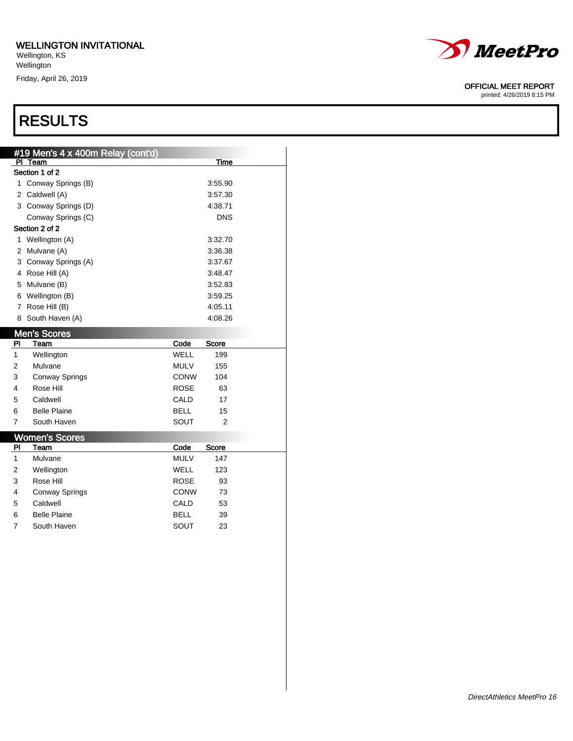WELLINGTON INVITATIONAL
Wellington, KS
Wellington
Friday, April 26, 2019

OFFICIAL MEET REPORT
printed: 4/26/2019 8:15 PM

# RESULTS

## #19 Men's 4 x 400m Relay (cont'd)

| Pl | Team | Time |
|---|---|---|
| **Section 1 of 2** | | |
| 1 | Conway Springs (B) | 3:55.90 |
| 2 | Caldwell (A) | 3:57.30 |
| 3 | Conway Springs (D) | 4:38.71 |
| | Conway Springs (C) | DNS |
| **Section 2 of 2** | | |
| 1 | Wellington (A) | 3:32.70 |
| 2 | Mulvane (A) | 3:36.38 |
| 3 | Conway Springs (A) | 3:37.67 |
| 4 | Rose Hill (A) | 3:48.47 |
| 5 | Mulvane (B) | 3:52.83 |
| 6 | Wellington (B) | 3:59.25 |
| 7 | Rose Hill (B) | 4:05.11 |
| 8 | South Haven (A) | 4:08.26 |

## Men's Scores

| Pl | Team | Code | Score |
|---|---|---|---|
| 1 | Wellington | WELL | 199 |
| 2 | Mulvane | MULV | 155 |
| 3 | Conway Springs | CONW | 104 |
| 4 | Rose Hill | ROSE | 63 |
| 5 | Caldwell | CALD | 17 |
| 6 | Belle Plaine | BELL | 15 |
| 7 | South Haven | SOUT | 2 |

## Women's Scores

| Pl | Team | Code | Score |
|---|---|---|---|
| 1 | Mulvane | MULV | 147 |
| 2 | Wellington | WELL | 123 |
| 3 | Rose Hill | ROSE | 93 |
| 4 | Conway Springs | CONW | 73 |
| 5 | Caldwell | CALD | 53 |
| 6 | Belle Plaine | BELL | 39 |
| 7 | South Haven | SOUT | 23 |